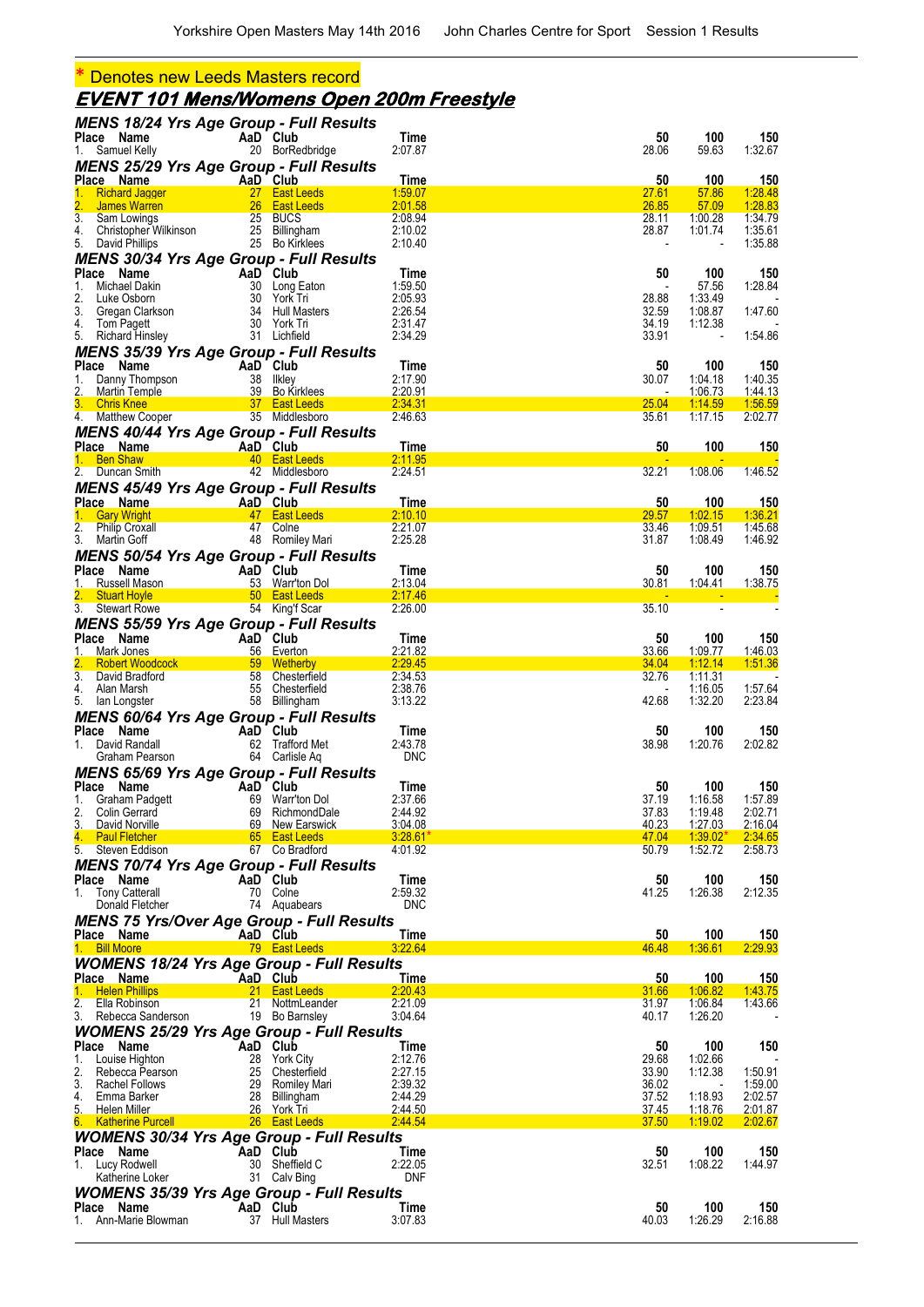\* Denotes new Leeds Masters record

# EVENT 101 Mens/Womens Open 200m Freestyle

### MENS 18/24 Yrs Age Group - Full Results

| Place | Name | AaD | Club | Time | 50 | 100 | 150 |
|---|---|---|---|---|---|---|---|
| 1. | Samuel Kelly | 20 | BorRedbridge | 2:07.87 | 28.06 | 59.63 | 1:32.67 |

### MENS 25/29 Yrs Age Group - Full Results

| Place | Name | AaD | Club | Time | 50 | 100 | 150 |
|---|---|---|---|---|---|---|---|
| 1. | Richard Jagger | 27 | East Leeds | 1:59.07 | 27.61 | 57.86 | 1:28.48 |
| 2. | James Warren | 26 | East Leeds | 2:01.58 | 26.85 | 57.09 | 1:28.83 |
| 3. | Sam Lowings | 25 | BUCS | 2:08.94 | 28.11 | 1:00.28 | 1:34.79 |
| 4. | Christopher Wilkinson | 25 | Billingham | 2:10.02 | 28.87 | 1:01.74 | 1:35.61 |
| 5. | David Phillips | 25 | Bo Kirklees | 2:10.40 | - | - | 1:35.88 |

### MENS 30/34 Yrs Age Group - Full Results

| Place | Name | AaD | Club | Time | 50 | 100 | 150 |
|---|---|---|---|---|---|---|---|
| 1. | Michael Dakin | 30 | Long Eaton | 1:59.50 | - | 57.56 | 1:28.84 |
| 2. | Luke Osborn | 30 | York Tri | 2:05.93 | 28.88 | 1:33.49 | - |
| 3. | Gregan Clarkson | 34 | Hull Masters | 2:26.54 | 32.59 | 1:08.87 | 1:47.60 |
| 4. | Tom Pagett | 30 | York Tri | 2:31.47 | 34.19 | 1:12.38 | - |
| 5. | Richard Hinsley | 31 | Lichfield | 2:34.29 | 33.91 | - | 1:54.86 |

### MENS 35/39 Yrs Age Group - Full Results

| Place | Name | AaD | Club | Time | 50 | 100 | 150 |
|---|---|---|---|---|---|---|---|
| 1. | Danny Thompson | 38 | Ilkley | 2:17.90 | 30.07 | 1:04.18 | 1:40.35 |
| 2. | Martin Temple | 39 | Bo Kirklees | 2:20.91 | - | 1:06.73 | 1:44.13 |
| 3. | Chris Knee | 37 | East Leeds | 2:34.31 | 25.04 | 1:14.59 | 1:56.59 |
| 4. | Matthew Cooper | 35 | Middlesboro | 2:46.63 | 35.61 | 1:17.15 | 2:02.77 |

### MENS 40/44 Yrs Age Group - Full Results

| Place | Name | AaD | Club | Time | 50 | 100 | 150 |
|---|---|---|---|---|---|---|---|
| 1. | Ben Shaw | 40 | East Leeds | 2:11.95 | - | - | - |
| 2. | Duncan Smith | 42 | Middlesboro | 2:24.51 | 32.21 | 1:08.06 | 1:46.52 |

### MENS 45/49 Yrs Age Group - Full Results

| Place | Name | AaD | Club | Time | 50 | 100 | 150 |
|---|---|---|---|---|---|---|---|
| 1. | Gary Wright | 47 | East Leeds | 2:10.10 | 29.57 | 1:02.15 | 1:36.21 |
| 2. | Philip Croxall | 47 | Colne | 2:21.07 | 33.46 | 1:09.51 | 1:45.68 |
| 3. | Martin Goff | 48 | Romiley Mari | 2:25.28 | 31.87 | 1:08.49 | 1:46.92 |

### MENS 50/54 Yrs Age Group - Full Results

| Place | Name | AaD | Club | Time | 50 | 100 | 150 |
|---|---|---|---|---|---|---|---|
| 1. | Russell Mason | 53 | Warr'ton Dol | 2:13.04 | 30.81 | 1:04.41 | 1:38.75 |
| 2. | Stuart Hoyle | 50 | East Leeds | 2:17.46 | - | - | - |
| 3. | Stewart Rowe | 54 | King'f Scar | 2:26.00 | 35.10 | - | - |

### MENS 55/59 Yrs Age Group - Full Results

| Place | Name | AaD | Club | Time | 50 | 100 | 150 |
|---|---|---|---|---|---|---|---|
| 1. | Mark Jones | 56 | Everton | 2:21.82 | 33.66 | 1:09.77 | 1:46.03 |
| 2. | Robert Woodcock | 59 | Wetherby | 2:29.45 | 34.04 | 1:12.14 | 1:51.36 |
| 3. | David Bradford | 58 | Chesterfield | 2:34.53 | 32.76 | 1:11.31 | - |
| 4. | Alan Marsh | 55 | Chesterfield | 2:38.76 | - | 1:16.05 | 1:57.64 |
| 5. | Ian Longster | 58 | Billingham | 3:13.22 | 42.68 | 1:32.20 | 2:23.84 |

### MENS 60/64 Yrs Age Group - Full Results

| Place | Name | AaD | Club | Time | 50 | 100 | 150 |
|---|---|---|---|---|---|---|---|
| 1. | David Randall | 62 | Trafford Met | 2:43.78 | 38.98 | 1:20.76 | 2:02.82 |
| | Graham Pearson | 64 | Carlisle Aq | DNC | | | |

### MENS 65/69 Yrs Age Group - Full Results

| Place | Name | AaD | Club | Time | 50 | 100 | 150 |
|---|---|---|---|---|---|---|---|
| 1. | Graham Padgett | 69 | Warr'ton Dol | 2:37.66 | 37.19 | 1:16.58 | 1:57.89 |
| 2. | Colin Gerrard | 69 | RichmondDale | 2:44.92 | 37.83 | 1:19.48 | 2:02.71 |
| 3. | David Norville | 69 | New Earswick | 3:04.08 | 40.23 | 1:27.03 | 2:16.04 |
| 4. | Paul Fletcher | 65 | East Leeds | 3:28.61* | 47.04 | 1:39.02* | 2:34.65 |
| 5. | Steven Eddison | 67 | Co Bradford | 4:01.92 | 50.79 | 1:52.72 | 2:58.73 |

### MENS 70/74 Yrs Age Group - Full Results

| Place | Name | AaD | Club | Time | 50 | 100 | 150 |
|---|---|---|---|---|---|---|---|
| 1. | Tony Catterall | 70 | Colne | 2:59.32 | 41.25 | 1:26.38 | 2:12.35 |
| | Donald Fletcher | 74 | Aquabears | DNC | | | |

### MENS 75 Yrs/Over Age Group - Full Results

| Place | Name | AaD | Club | Time | 50 | 100 | 150 |
|---|---|---|---|---|---|---|---|
| 1. | Bill Moore | 79 | East Leeds | 3:22.64 | 46.48 | 1:36.61 | 2:29.93 |

### WOMENS 18/24 Yrs Age Group - Full Results

| Place | Name | AaD | Club | Time | 50 | 100 | 150 |
|---|---|---|---|---|---|---|---|
| 1. | Helen Phillips | 21 | East Leeds | 2:20.43 | 31.66 | 1:06.82 | 1:43.75 |
| 2. | Ella Robinson | 21 | NottmLeander | 2:21.09 | 31.97 | 1:06.84 | 1:43.66 |
| 3. | Rebecca Sanderson | 19 | Bo Barnsley | 3:04.64 | 40.17 | 1:26.20 | - |

### WOMENS 25/29 Yrs Age Group - Full Results

| Place | Name | AaD | Club | Time | 50 | 100 | 150 |
|---|---|---|---|---|---|---|---|
| 1. | Louise Highton | 28 | York City | 2:12.76 | 29.68 | 1:02.66 | - |
| 2. | Rebecca Pearson | 25 | Chesterfield | 2:27.15 | 33.90 | 1:12.38 | 1:50.91 |
| 3. | Rachel Follows | 29 | Romiley Mari | 2:39.32 | 36.02 | - | 1:59.00 |
| 4. | Emma Barker | 28 | Billingham | 2:44.29 | 37.52 | 1:18.93 | 2:02.57 |
| 5. | Helen Miller | 26 | York Tri | 2:44.50 | 37.45 | 1:18.76 | 2:01.87 |
| 6. | Katherine Purcell | 26 | East Leeds | 2:44.54 | 37.50 | 1:19.02 | 2:02.67 |

### WOMENS 30/34 Yrs Age Group - Full Results

| Place | Name | AaD | Club | Time | 50 | 100 | 150 |
|---|---|---|---|---|---|---|---|
| 1. | Lucy Rodwell | 30 | Sheffield C | 2:22.05 | 32.51 | 1:08.22 | 1:44.97 |
| | Katherine Loker | 31 | Calv Bing | DNF | | | |

### WOMENS 35/39 Yrs Age Group - Full Results

| Place | Name | AaD | Club | Time | 50 | 100 | 150 |
|---|---|---|---|---|---|---|---|
| 1. | Ann-Marie Blowman | 37 | Hull Masters | 3:07.83 | 40.03 | 1:26.29 | 2:16.88 |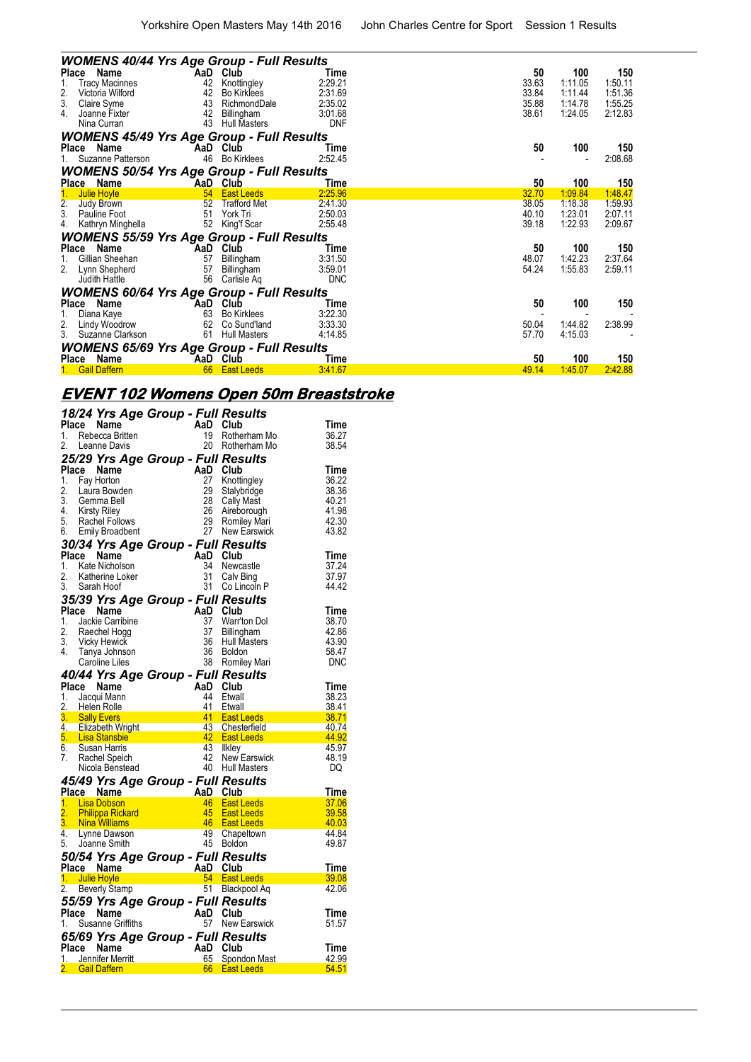### WOMENS 40/44 Yrs Age Group - Full Results

| Place | Name | AaD | Club | Time | 50 | 100 | 150 |
|---|---|---|---|---|---|---|---|
| 1. | Tracy Macinnes | 42 | Knottingley | 2:29.21 | 33.63 | 1:11.05 | 1:50.11 |
| 2. | Victoria Wilford | 42 | Bo Kirklees | 2:31.69 | 33.84 | 1:11.44 | 1:51.36 |
| 3. | Claire Syme | 43 | RichmondDale | 2:35.02 | 35.88 | 1:14.78 | 1:55.25 |
| 4. | Joanne Fixter | 42 | Billingham | 3:01.68 | 38.61 | 1:24.05 | 2:12.83 |
| | Nina Curran | 43 | Hull Masters | DNF | | | |

### WOMENS 45/49 Yrs Age Group - Full Results

| Place | Name | AaD | Club | Time | 50 | 100 | 150 |
|---|---|---|---|---|---|---|---|
| 1. | Suzanne Patterson | 46 | Bo Kirklees | 2:52.45 | - | - | 2:08.68 |

### WOMENS 50/54 Yrs Age Group - Full Results

| Place | Name | AaD | Club | Time | 50 | 100 | 150 |
|---|---|---|---|---|---|---|---|
| 1. | Julie Hoyle | 54 | East Leeds | 2:25.96 | 32.70 | 1:09.84 | 1:48.47 |
| 2. | Judy Brown | 52 | Trafford Met | 2:41.30 | 38.05 | 1:18.38 | 1:59.93 |
| 3. | Pauline Foot | 51 | York Tri | 2:50.03 | 40.10 | 1:23.01 | 2:07.11 |
| 4. | Kathryn Minghella | 52 | King'f Scar | 2:55.48 | 39.18 | 1:22.93 | 2:09.67 |

### WOMENS 55/59 Yrs Age Group - Full Results

| Place | Name | AaD | Club | Time | 50 | 100 | 150 |
|---|---|---|---|---|---|---|---|
| 1. | Gillian Sheehan | 57 | Billingham | 3:31.50 | 48.07 | 1:42.23 | 2:37.64 |
| 2. | Lynn Shepherd | 57 | Billingham | 3:59.01 | 54.24 | 1:55.83 | 2:59.11 |
| | Judith Hattle | 56 | Carlisle Aq | DNC | | | |

### WOMENS 60/64 Yrs Age Group - Full Results

| Place | Name | AaD | Club | Time | 50 | 100 | 150 |
|---|---|---|---|---|---|---|---|
| 1. | Diana Kaye | 63 | Bo Kirklees | 3:22.30 | - | - | - |
| 2. | Lindy Woodrow | 62 | Co Sund'land | 3:33.30 | 50.04 | 1:44.82 | 2:38.99 |
| 3. | Suzanne Clarkson | 61 | Hull Masters | 4:14.85 | 57.70 | 4:15.03 | - |

### WOMENS 65/69 Yrs Age Group - Full Results

| Place | Name | AaD | Club | Time | 50 | 100 | 150 |
|---|---|---|---|---|---|---|---|
| 1. | Gail Daffern | 66 | East Leeds | 3:41.67 | 49.14 | 1:45.07 | 2:42.88 |

## EVENT 102 Womens Open 50m Breaststroke

### 18/24 Yrs Age Group - Full Results

| Place | Name | AaD | Club | Time |
|---|---|---|---|---|
| 1. | Rebecca Britten | 19 | Rotherham Mo | 36.27 |
| 2. | Leanne Davis | 20 | Rotherham Mo | 38.54 |

### 25/29 Yrs Age Group - Full Results

| Place | Name | AaD | Club | Time |
|---|---|---|---|---|
| 1. | Fay Horton | 27 | Knottingley | 36.22 |
| 2. | Laura Bowden | 29 | Stalybridge | 38.36 |
| 3. | Gemma Bell | 28 | Cally Mast | 40.21 |
| 4. | Kirsty Riley | 26 | Aireborough | 41.98 |
| 5. | Rachel Follows | 29 | Romiley Mari | 42.30 |
| 6. | Emily Broadbent | 27 | New Earswick | 43.82 |

### 30/34 Yrs Age Group - Full Results

| Place | Name | AaD | Club | Time |
|---|---|---|---|---|
| 1. | Kate Nicholson | 34 | Newcastle | 37.24 |
| 2. | Katherine Loker | 31 | Calv Bing | 37.97 |
| 3. | Sarah Hoof | 31 | Co Lincoln P | 44.42 |

### 35/39 Yrs Age Group - Full Results

| Place | Name | AaD | Club | Time |
|---|---|---|---|---|
| 1. | Jackie Carribine | 37 | Warr'ton Dol | 38.70 |
| 2. | Raechel Hogg | 37 | Billingham | 42.86 |
| 3. | Vicky Hewick | 36 | Hull Masters | 43.90 |
| 4. | Tanya Johnson | 36 | Boldon | 58.47 |
| | Caroline Liles | 38 | Romiley Mari | DNC |

### 40/44 Yrs Age Group - Full Results

| Place | Name | AaD | Club | Time |
|---|---|---|---|---|
| 1. | Jacqui Mann | 44 | Etwall | 38.23 |
| 2. | Helen Rolle | 41 | Etwall | 38.41 |
| 3. | Sally Evers | 41 | East Leeds | 38.71 |
| 4. | Elizabeth Wright | 43 | Chesterfield | 40.74 |
| 5. | Lisa Stansbie | 42 | East Leeds | 44.92 |
| 6. | Susan Harris | 43 | Ilkley | 45.97 |
| 7. | Rachel Speich | 42 | New Earswick | 48.19 |
| | Nicola Benstead | 40 | Hull Masters | DQ |

### 45/49 Yrs Age Group - Full Results

| Place | Name | AaD | Club | Time |
|---|---|---|---|---|
| 1. | Lisa Dobson | 46 | East Leeds | 37.06 |
| 2. | Philippa Rickard | 45 | East Leeds | 39.58 |
| 3. | Nina Williams | 46 | East Leeds | 40.03 |
| 4. | Lynne Dawson | 49 | Chapeltown | 44.84 |
| 5. | Joanne Smith | 45 | Boldon | 49.87 |

### 50/54 Yrs Age Group - Full Results

| Place | Name | AaD | Club | Time |
|---|---|---|---|---|
| 1. | Julie Hoyle | 54 | East Leeds | 39.08 |
| 2. | Beverly Stamp | 51 | Blackpool Aq | 42.06 |

### 55/59 Yrs Age Group - Full Results

| Place | Name | AaD | Club | Time |
|---|---|---|---|---|
| 1. | Susanne Griffiths | 57 | New Earswick | 51.57 |

### 65/69 Yrs Age Group - Full Results

| Place | Name | AaD | Club | Time |
|---|---|---|---|---|
| 1. | Jennifer Merritt | 65 | Spondon Mast | 42.99 |
| 2. | Gail Daffern | 66 | East Leeds | 54.51 |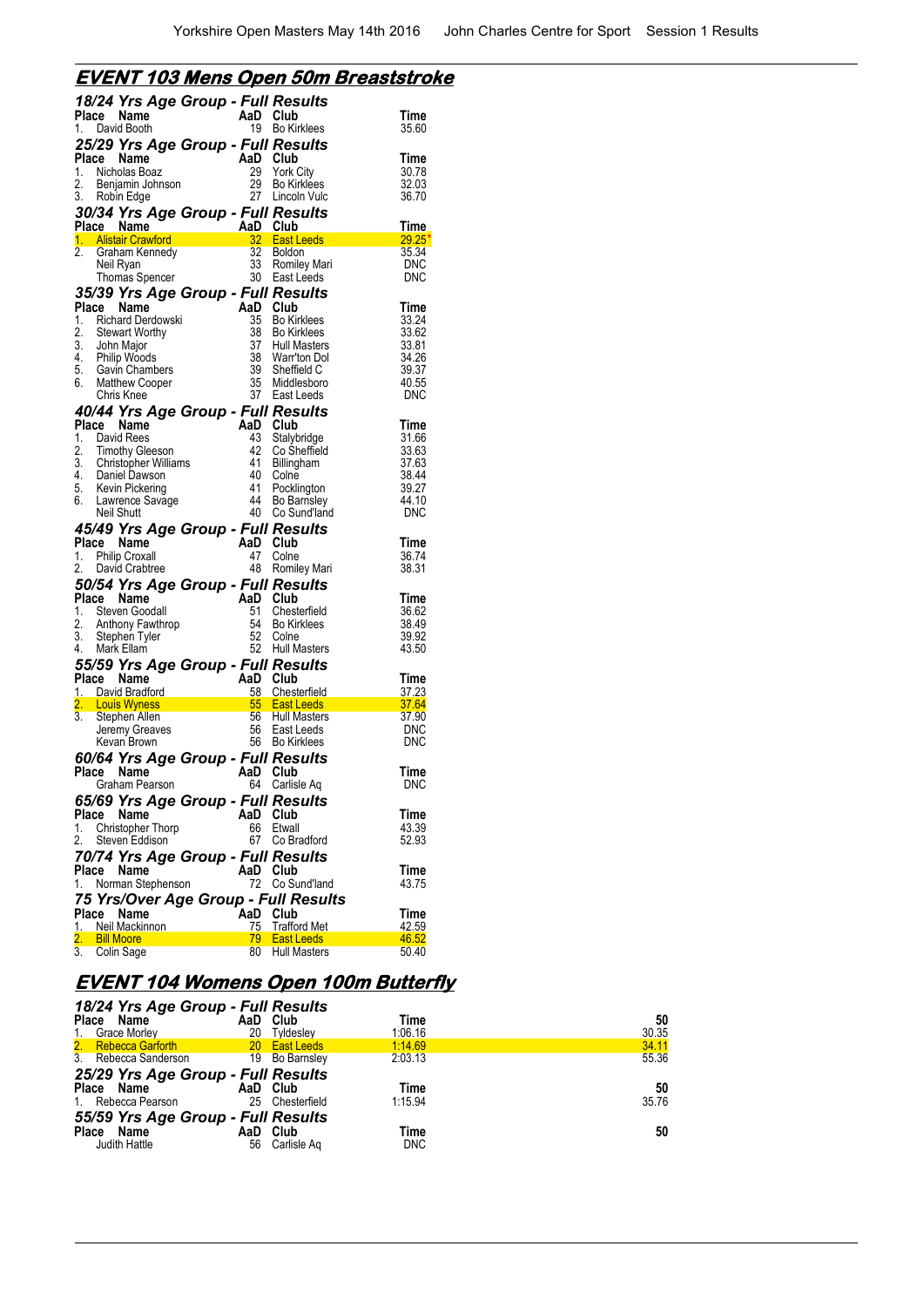## EVENT 103 Mens Open 50m Breaststroke

### 18/24 Yrs Age Group - Full Results

| Place | Name | AaD | Club | Time |
|---|---|---|---|---|
| 1. | David Booth | 19 | Bo Kirklees | 35.60 |

### 25/29 Yrs Age Group - Full Results

| Place | Name | AaD | Club | Time |
|---|---|---|---|---|
| 1. | Nicholas Boaz | 29 | York City | 30.78 |
| 2. | Benjamin Johnson | 29 | Bo Kirklees | 32.03 |
| 3. | Robin Edge | 27 | Lincoln Vulc | 36.70 |

### 30/34 Yrs Age Group - Full Results

| Place | Name | AaD | Club | Time |
|---|---|---|---|---|
| 1. | Alistair Crawford | 32 | East Leeds | 29.25* |
| 2. | Graham Kennedy | 32 | Boldon | 35.34 |
| | Neil Ryan | 33 | Romiley Mari | DNC |
| | Thomas Spencer | 30 | East Leeds | DNC |

### 35/39 Yrs Age Group - Full Results

| Place | Name | AaD | Club | Time |
|---|---|---|---|---|
| 1. | Richard Derdowski | 35 | Bo Kirklees | 33.24 |
| 2. | Stewart Worthy | 38 | Bo Kirklees | 33.62 |
| 3. | John Major | 37 | Hull Masters | 33.81 |
| 4. | Philip Woods | 38 | Warr'ton Dol | 34.26 |
| 5. | Gavin Chambers | 39 | Sheffield C | 39.37 |
| 6. | Matthew Cooper | 35 | Middlesboro | 40.55 |
| | Chris Knee | 37 | East Leeds | DNC |

### 40/44 Yrs Age Group - Full Results

| Place | Name | AaD | Club | Time |
|---|---|---|---|---|
| 1. | David Rees | 43 | Stalybridge | 31.66 |
| 2. | Timothy Gleeson | 42 | Co Sheffield | 33.63 |
| 3. | Christopher Williams | 41 | Billingham | 37.63 |
| 4. | Daniel Dawson | 40 | Colne | 38.44 |
| 5. | Kevin Pickering | 41 | Pocklington | 39.27 |
| 6. | Lawrence Savage | 44 | Bo Barnsley | 44.10 |
| | Neil Shutt | 40 | Co Sund'land | DNC |

### 45/49 Yrs Age Group - Full Results

| Place | Name | AaD | Club | Time |
|---|---|---|---|---|
| 1. | Philip Croxall | 47 | Colne | 36.74 |
| 2. | David Crabtree | 48 | Romiley Mari | 38.31 |

### 50/54 Yrs Age Group - Full Results

| Place | Name | AaD | Club | Time |
|---|---|---|---|---|
| 1. | Steven Goodall | 51 | Chesterfield | 36.62 |
| 2. | Anthony Fawthrop | 54 | Bo Kirklees | 38.49 |
| 3. | Stephen Tyler | 52 | Colne | 39.92 |
| 4. | Mark Ellam | 52 | Hull Masters | 43.50 |

### 55/59 Yrs Age Group - Full Results

| Place | Name | AaD | Club | Time |
|---|---|---|---|---|
| 1. | David Bradford | 58 | Chesterfield | 37.23 |
| 2. | Louis Wyness | 55 | East Leeds | 37.64 |
| 3. | Stephen Allen | 56 | Hull Masters | 37.90 |
| | Jeremy Greaves | 56 | East Leeds | DNC |
| | Kevan Brown | 56 | Bo Kirklees | DNC |

### 60/64 Yrs Age Group - Full Results

| Place | Name | AaD | Club | Time |
|---|---|---|---|---|
| | Graham Pearson | 64 | Carlisle Aq | DNC |

### 65/69 Yrs Age Group - Full Results

| Place | Name | AaD | Club | Time |
|---|---|---|---|---|
| 1. | Christopher Thorp | 66 | Etwall | 43.39 |
| 2. | Steven Eddison | 67 | Co Bradford | 52.93 |

### 70/74 Yrs Age Group - Full Results

| Place | Name | AaD | Club | Time |
|---|---|---|---|---|
| 1. | Norman Stephenson | 72 | Co Sund'land | 43.75 |

### 75 Yrs/Over Age Group - Full Results

| Place | Name | AaD | Club | Time |
|---|---|---|---|---|
| 1. | Neil Mackinnon | 75 | Trafford Met | 42.59 |
| 2. | Bill Moore | 79 | East Leeds | 46.52 |
| 3. | Colin Sage | 80 | Hull Masters | 50.40 |

## EVENT 104 Womens Open 100m Butterfly

### 18/24 Yrs Age Group - Full Results

| Place | Name | AaD | Club | Time | 50 |
|---|---|---|---|---|---|
| 1. | Grace Morley | 20 | Tyldesley | 1:06.16 | 30.35 |
| 2. | Rebecca Garforth | 20 | East Leeds | 1:14.69 | 34.11 |
| 3. | Rebecca Sanderson | 19 | Bo Barnsley | 2:03.13 | 55.36 |

### 25/29 Yrs Age Group - Full Results

| Place | Name | AaD | Club | Time | 50 |
|---|---|---|---|---|---|
| 1. | Rebecca Pearson | 25 | Chesterfield | 1:15.94 | 35.76 |

### 55/59 Yrs Age Group - Full Results

| Place | Name | AaD | Club | Time | 50 |
|---|---|---|---|---|---|
| | Judith Hattle | 56 | Carlisle Aq | DNC | |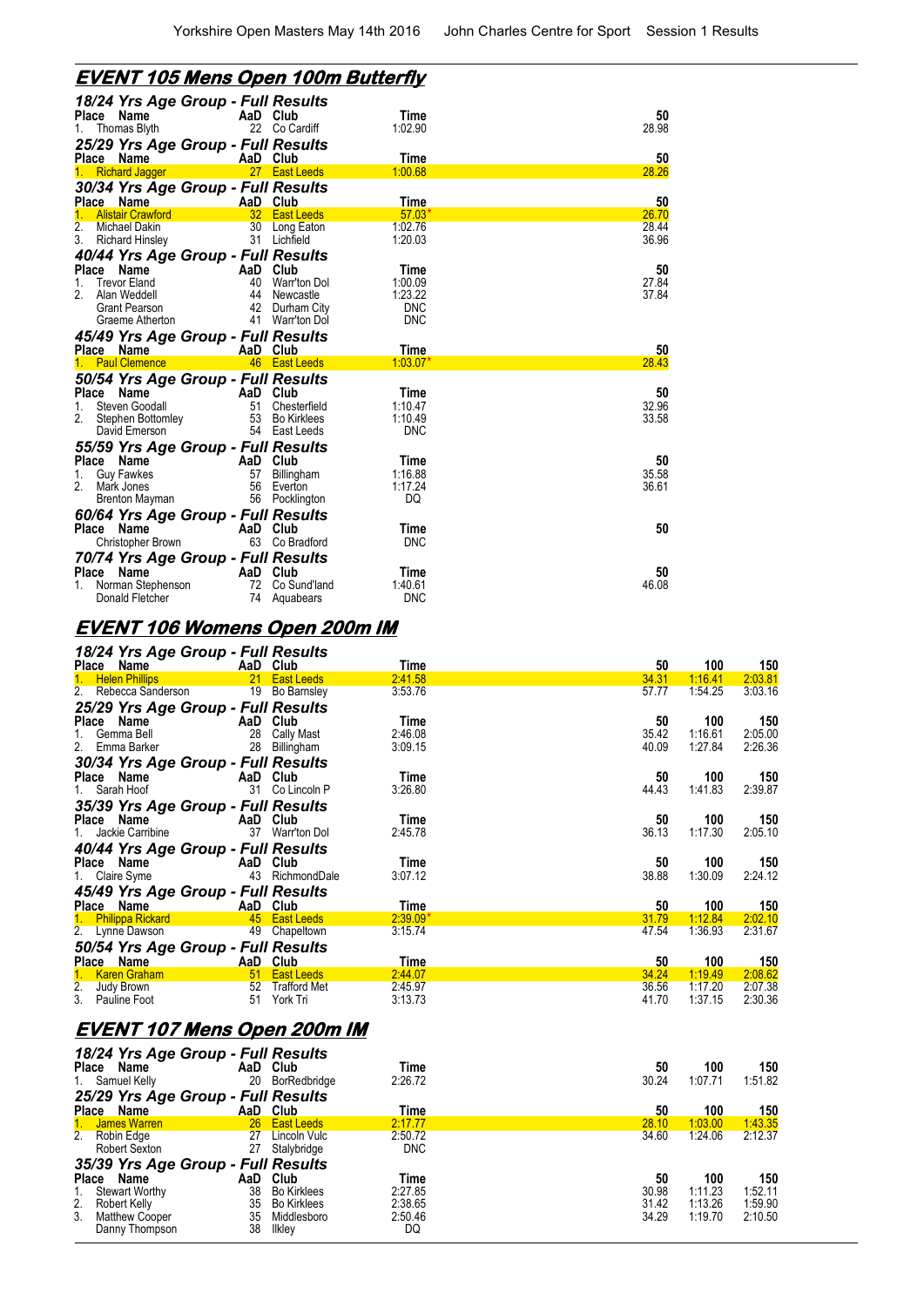## EVENT 105 Mens Open 100m Butterfly

### 18/24 Yrs Age Group - Full Results

| Place | Name | AaD | Club | Time | 50 |
|---|---|---|---|---|---|
| 1. | Thomas Blyth | 22 | Co Cardiff | 1:02.90 | 28.98 |

### 25/29 Yrs Age Group - Full Results

| Place | Name | AaD | Club | Time | 50 |
|---|---|---|---|---|---|
| 1. | Richard Jagger | 27 | East Leeds | 1:00.68 | 28.26 |

### 30/34 Yrs Age Group - Full Results

| Place | Name | AaD | Club | Time | 50 |
|---|---|---|---|---|---|
| 1. | Alistair Crawford | 32 | East Leeds | 57.03* | 26.70 |
| 2. | Michael Dakin | 30 | Long Eaton | 1:02.76 | 28.44 |
| 3. | Richard Hinsley | 31 | Lichfield | 1:20.03 | 36.96 |

### 40/44 Yrs Age Group - Full Results

| Place | Name | AaD | Club | Time | 50 |
|---|---|---|---|---|---|
| 1. | Trevor Eland | 40 | Warr'ton Dol | 1:00.09 | 27.84 |
| 2. | Alan Weddell | 44 | Newcastle | 1:23.22 | 37.84 |
| | Grant Pearson | 42 | Durham City | DNC | |
| | Graeme Atherton | 41 | Warr'ton Dol | DNC | |

### 45/49 Yrs Age Group - Full Results

| Place | Name | AaD | Club | Time | 50 |
|---|---|---|---|---|---|
| 1. | Paul Clemence | 46 | East Leeds | 1:03.07* | 28.43 |

### 50/54 Yrs Age Group - Full Results

| Place | Name | AaD | Club | Time | 50 |
|---|---|---|---|---|---|
| 1. | Steven Goodall | 51 | Chesterfield | 1:10.47 | 32.96 |
| 2. | Stephen Bottomley | 53 | Bo Kirklees | 1:10.49 | 33.58 |
| | David Emerson | 54 | East Leeds | DNC | |

### 55/59 Yrs Age Group - Full Results

| Place | Name | AaD | Club | Time | 50 |
|---|---|---|---|---|---|
| 1. | Guy Fawkes | 57 | Billingham | 1:16.88 | 35.58 |
| 2. | Mark Jones | 56 | Everton | 1:17.24 | 36.61 |
| | Brenton Mayman | 56 | Pocklington | DQ | |

### 60/64 Yrs Age Group - Full Results

| Place | Name | AaD | Club | Time | 50 |
|---|---|---|---|---|---|
| | Christopher Brown | 63 | Co Bradford | DNC | |

### 70/74 Yrs Age Group - Full Results

| Place | Name | AaD | Club | Time | 50 |
|---|---|---|---|---|---|
| 1. | Norman Stephenson | 72 | Co Sund'land | 1:40.61 | 46.08 |
| | Donald Fletcher | 74 | Aquabears | DNC | |

## EVENT 106 Womens Open 200m IM

### 18/24 Yrs Age Group - Full Results

| Place | Name | AaD | Club | Time | 50 | 100 | 150 |
|---|---|---|---|---|---|---|---|
| 1. | Helen Phillips | 21 | East Leeds | 2:41.58 | 34.31 | 1:16.41 | 2:03.81 |
| 2. | Rebecca Sanderson | 19 | Bo Barnsley | 3:53.76 | 57.77 | 1:54.25 | 3:03.16 |

### 25/29 Yrs Age Group - Full Results

| Place | Name | AaD | Club | Time | 50 | 100 | 150 |
|---|---|---|---|---|---|---|---|
| 1. | Gemma Bell | 28 | Cally Mast | 2:46.08 | 35.42 | 1:16.61 | 2:05.00 |
| 2. | Emma Barker | 28 | Billingham | 3:09.15 | 40.09 | 1:27.84 | 2:26.36 |

### 30/34 Yrs Age Group - Full Results

| Place | Name | AaD | Club | Time | 50 | 100 | 150 |
|---|---|---|---|---|---|---|---|
| 1. | Sarah Hoof | 31 | Co Lincoln P | 3:26.80 | 44.43 | 1:41.83 | 2:39.87 |

### 35/39 Yrs Age Group - Full Results

| Place | Name | AaD | Club | Time | 50 | 100 | 150 |
|---|---|---|---|---|---|---|---|
| 1. | Jackie Carribine | 37 | Warr'ton Dol | 2:45.78 | 36.13 | 1:17.30 | 2:05.10 |

### 40/44 Yrs Age Group - Full Results

| Place | Name | AaD | Club | Time | 50 | 100 | 150 |
|---|---|---|---|---|---|---|---|
| 1. | Claire Syme | 43 | RichmondDale | 3:07.12 | 38.88 | 1:30.09 | 2:24.12 |

### 45/49 Yrs Age Group - Full Results

| Place | Name | AaD | Club | Time | 50 | 100 | 150 |
|---|---|---|---|---|---|---|---|
| 1. | Philippa Rickard | 45 | East Leeds | 2:39.09* | 31.79 | 1:12.84 | 2:02.10 |
| 2. | Lynne Dawson | 49 | Chapeltown | 3:15.74 | 47.54 | 1:36.93 | 2:31.67 |

### 50/54 Yrs Age Group - Full Results

| Place | Name | AaD | Club | Time | 50 | 100 | 150 |
|---|---|---|---|---|---|---|---|
| 1. | Karen Graham | 51 | East Leeds | 2:44.07 | 34.24 | 1:19.49 | 2:08.62 |
| 2. | Judy Brown | 52 | Trafford Met | 2:45.97 | 36.56 | 1:17.20 | 2:07.38 |
| 3. | Pauline Foot | 51 | York Tri | 3:13.73 | 41.70 | 1:37.15 | 2:30.36 |

## EVENT 107 Mens Open 200m IM

### 18/24 Yrs Age Group - Full Results

| Place | Name | AaD | Club | Time | 50 | 100 | 150 |
|---|---|---|---|---|---|---|---|
| 1. | Samuel Kelly | 20 | BorRedbridge | 2:26.72 | 30.24 | 1:07.71 | 1:51.82 |

### 25/29 Yrs Age Group - Full Results

| Place | Name | AaD | Club | Time | 50 | 100 | 150 |
|---|---|---|---|---|---|---|---|
| 1. | James Warren | 26 | East Leeds | 2:17.77 | 28.10 | 1:03.00 | 1:43.35 |
| 2. | Robin Edge | 27 | Lincoln Vulc | 2:50.72 | 34.60 | 1:24.06 | 2:12.37 |
| | Robert Sexton | 27 | Stalybridge | DNC | | | |

### 35/39 Yrs Age Group - Full Results

| Place | Name | AaD | Club | Time | 50 | 100 | 150 |
|---|---|---|---|---|---|---|---|
| 1. | Stewart Worthy | 38 | Bo Kirklees | 2:27.85 | 30.98 | 1:11.23 | 1:52.11 |
| 2. | Robert Kelly | 35 | Bo Kirklees | 2:38.65 | 31.42 | 1:13.26 | 1:59.90 |
| 3. | Matthew Cooper | 35 | Middlesboro | 2:50.46 | 34.29 | 1:19.70 | 2:10.50 |
| | Danny Thompson | 38 | Ilkley | DQ | | | |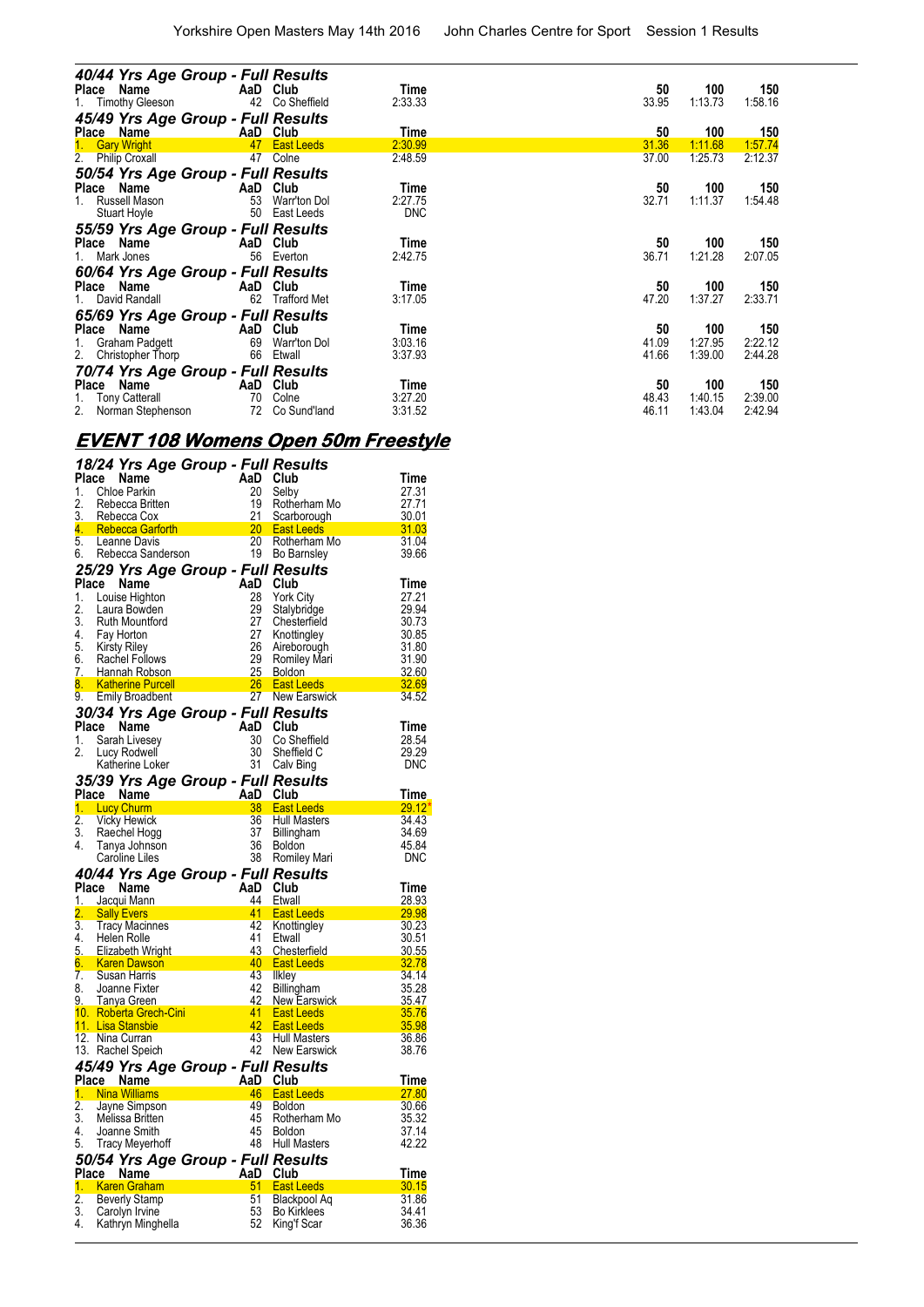### 40/44 Yrs Age Group - Full Results

| Place | Name | AaD | Club | Time | 50 | 100 | 150 |
|---|---|---|---|---|---|---|---|
| 1. | Timothy Gleeson | 42 | Co Sheffield | 2:33.33 | 33.95 | 1:13.73 | 1:58.16 |

### 45/49 Yrs Age Group - Full Results

| Place | Name | AaD | Club | Time | 50 | 100 | 150 |
|---|---|---|---|---|---|---|---|
| 1. | Gary Wright | 47 | East Leeds | 2:30.99 | 31.36 | 1:11.68 | 1:57.74 |
| 2. | Philip Croxall | 47 | Colne | 2:48.59 | 37.00 | 1:25.73 | 2:12.37 |

### 50/54 Yrs Age Group - Full Results

| Place | Name | AaD | Club | Time | 50 | 100 | 150 |
|---|---|---|---|---|---|---|---|
| 1. | Russell Mason | 53 | Warr'ton Dol | 2:27.75 | 32.71 | 1:11.37 | 1:54.48 |
| | Stuart Hoyle | 50 | East Leeds | DNC | | | |

### 55/59 Yrs Age Group - Full Results

| Place | Name | AaD | Club | Time | 50 | 100 | 150 |
|---|---|---|---|---|---|---|---|
| 1. | Mark Jones | 56 | Everton | 2:42.75 | 36.71 | 1:21.28 | 2:07.05 |

### 60/64 Yrs Age Group - Full Results

| Place | Name | AaD | Club | Time | 50 | 100 | 150 |
|---|---|---|---|---|---|---|---|
| 1. | David Randall | 62 | Trafford Met | 3:17.05 | 47.20 | 1:37.27 | 2:33.71 |

### 65/69 Yrs Age Group - Full Results

| Place | Name | AaD | Club | Time | 50 | 100 | 150 |
|---|---|---|---|---|---|---|---|
| 1. | Graham Padgett | 69 | Warr'ton Dol | 3:03.16 | 41.09 | 1:27.95 | 2:22.12 |
| 2. | Christopher Thorp | 66 | Etwall | 3:37.93 | 41.66 | 1:39.00 | 2:44.28 |

### 70/74 Yrs Age Group - Full Results

| Place | Name | AaD | Club | Time | 50 | 100 | 150 |
|---|---|---|---|---|---|---|---|
| 1. | Tony Catterall | 70 | Colne | 3:27.20 | 48.43 | 1:40.15 | 2:39.00 |
| 2. | Norman Stephenson | 72 | Co Sund'land | 3:31.52 | 46.11 | 1:43.04 | 2:42.94 |

## EVENT 108 Womens Open 50m Freestyle

### 18/24 Yrs Age Group - Full Results

| Place | Name | AaD | Club | Time |
|---|---|---|---|---|
| 1. | Chloe Parkin | 20 | Selby | 27.31 |
| 2. | Rebecca Britten | 19 | Rotherham Mo | 27.71 |
| 3. | Rebecca Cox | 21 | Scarborough | 30.01 |
| 4. | Rebecca Garforth | 20 | East Leeds | 31.03 |
| 5. | Leanne Davis | 20 | Rotherham Mo | 31.04 |
| 6. | Rebecca Sanderson | 19 | Bo Barnsley | 39.66 |

### 25/29 Yrs Age Group - Full Results

| Place | Name | AaD | Club | Time |
|---|---|---|---|---|
| 1. | Louise Highton | 28 | York City | 27.21 |
| 2. | Laura Bowden | 29 | Stalybridge | 29.94 |
| 3. | Ruth Mountford | 27 | Chesterfield | 30.73 |
| 4. | Fay Horton | 27 | Knottingley | 30.85 |
| 5. | Kirsty Riley | 26 | Aireborough | 31.80 |
| 6. | Rachel Follows | 29 | Romiley Mari | 31.90 |
| 7. | Hannah Robson | 25 | Boldon | 32.60 |
| 8. | Katherine Purcell | 26 | East Leeds | 32.69 |
| 9. | Emily Broadbent | 27 | New Earswick | 34.52 |

### 30/34 Yrs Age Group - Full Results

| Place | Name | AaD | Club | Time |
|---|---|---|---|---|
| 1. | Sarah Livesey | 30 | Co Sheffield | 28.54 |
| 2. | Lucy Rodwell | 30 | Sheffield C | 29.29 |
| | Katherine Loker | 31 | Calv Bing | DNC |

### 35/39 Yrs Age Group - Full Results

| Place | Name | AaD | Club | Time |
|---|---|---|---|---|
| 1. | Lucy Churm | 38 | East Leeds | 29.12* |
| 2. | Vicky Hewick | 36 | Hull Masters | 34.43 |
| 3. | Raechel Hogg | 37 | Billingham | 34.69 |
| 4. | Tanya Johnson | 36 | Boldon | 45.84 |
| | Caroline Liles | 38 | Romiley Mari | DNC |

### 40/44 Yrs Age Group - Full Results

| Place | Name | AaD | Club | Time |
|---|---|---|---|---|
| 1. | Jacqui Mann | 44 | Etwall | 28.93 |
| 2. | Sally Evers | 41 | East Leeds | 29.98 |
| 3. | Tracy Macinnes | 42 | Knottingley | 30.23 |
| 4. | Helen Rolle | 41 | Etwall | 30.51 |
| 5. | Elizabeth Wright | 43 | Chesterfield | 30.55 |
| 6. | Karen Dawson | 40 | East Leeds | 32.78 |
| 7. | Susan Harris | 43 | Ilkley | 34.14 |
| 8. | Joanne Fixter | 42 | Billingham | 35.28 |
| 9. | Tanya Green | 42 | New Earswick | 35.47 |
| 10. | Roberta Grech-Cini | 41 | East Leeds | 35.76 |
| 11. | Lisa Stansbie | 42 | East Leeds | 35.98 |
| 12. | Nina Curran | 43 | Hull Masters | 36.86 |
| 13. | Rachel Speich | 42 | New Earswick | 38.76 |

### 45/49 Yrs Age Group - Full Results

| Place | Name | AaD | Club | Time |
|---|---|---|---|---|
| 1. | Nina Williams | 46 | East Leeds | 27.80 |
| 2. | Jayne Simpson | 49 | Boldon | 30.66 |
| 3. | Melissa Britten | 45 | Rotherham Mo | 35.32 |
| 4. | Joanne Smith | 45 | Boldon | 37.14 |
| 5. | Tracy Meyerhoff | 48 | Hull Masters | 42.22 |

### 50/54 Yrs Age Group - Full Results

| Place | Name | AaD | Club | Time |
|---|---|---|---|---|
| 1. | Karen Graham | 51 | East Leeds | 30.15 |
| 2. | Beverly Stamp | 51 | Blackpool Aq | 31.86 |
| 3. | Carolyn Irvine | 53 | Bo Kirklees | 34.41 |
| 4. | Kathryn Minghella | 52 | King'f Scar | 36.36 |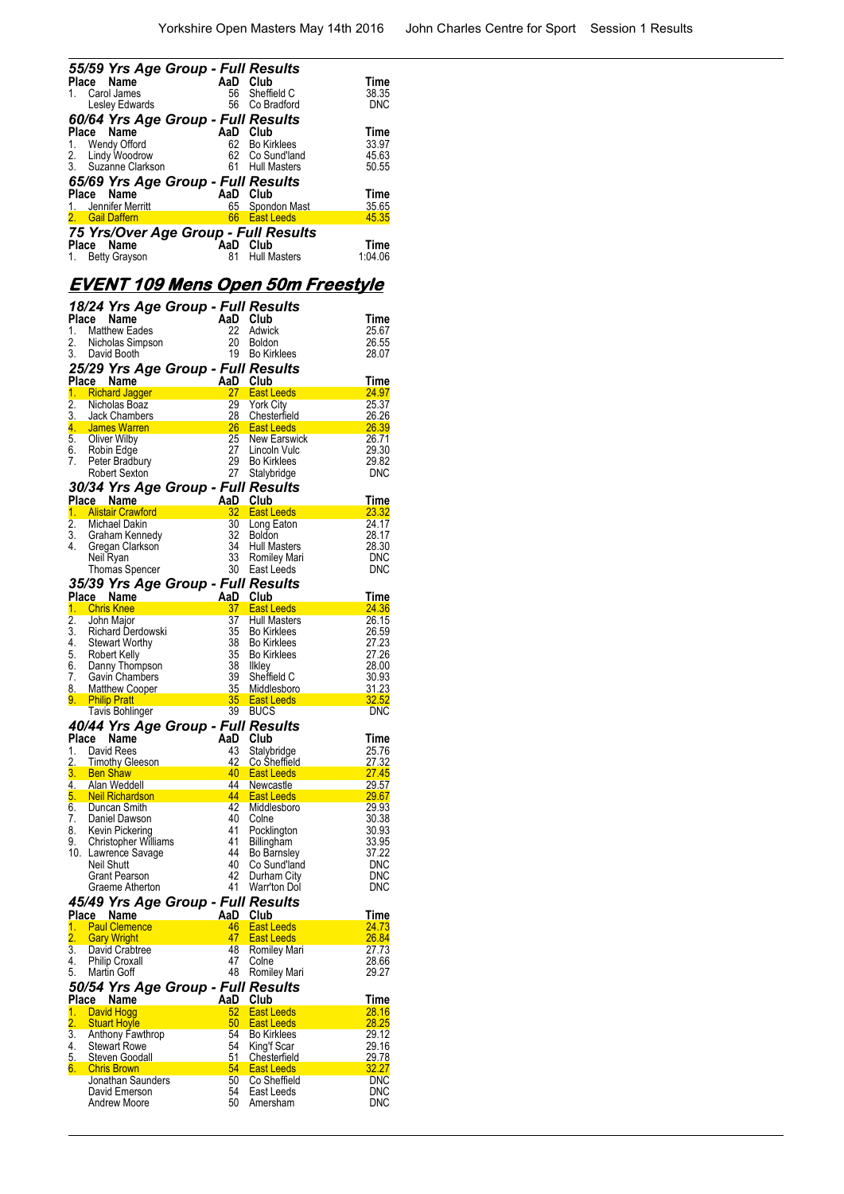### 55/59 Yrs Age Group - Full Results

| Place | Name | AaD | Club | Time |
|---|---|---|---|---|
| 1. | Carol James | 56 | Sheffield C | 38.35 |
| | Lesley Edwards | 56 | Co Bradford | DNC |

### 60/64 Yrs Age Group - Full Results

| Place | Name | AaD | Club | Time |
|---|---|---|---|---|
| 1. | Wendy Offord | 62 | Bo Kirklees | 33.97 |
| 2. | Lindy Woodrow | 62 | Co Sund'land | 45.63 |
| 3. | Suzanne Clarkson | 61 | Hull Masters | 50.55 |

### 65/69 Yrs Age Group - Full Results

| Place | Name | AaD | Club | Time |
|---|---|---|---|---|
| 1. | Jennifer Merritt | 65 | Spondon Mast | 35.65 |
| 2. | Gail Daffern | 66 | East Leeds | 45.35 |

### 75 Yrs/Over Age Group - Full Results

| Place | Name | AaD | Club | Time |
|---|---|---|---|---|
| 1. | Betty Grayson | 81 | Hull Masters | 1:04.06 |

## EVENT 109 Mens Open 50m Freestyle

### 18/24 Yrs Age Group - Full Results

| Place | Name | AaD | Club | Time |
|---|---|---|---|---|
| 1. | Matthew Eades | 22 | Adwick | 25.67 |
| 2. | Nicholas Simpson | 20 | Boldon | 26.55 |
| 3. | David Booth | 19 | Bo Kirklees | 28.07 |

### 25/29 Yrs Age Group - Full Results

| Place | Name | AaD | Club | Time |
|---|---|---|---|---|
| 1. | Richard Jagger | 27 | East Leeds | 24.97 |
| 2. | Nicholas Boaz | 29 | York City | 25.37 |
| 3. | Jack Chambers | 28 | Chesterfield | 26.26 |
| 4. | James Warren | 26 | East Leeds | 26.39 |
| 5. | Oliver Wilby | 25 | New Earswick | 26.71 |
| 6. | Robin Edge | 27 | Lincoln Vulc | 29.30 |
| 7. | Peter Bradbury | 29 | Bo Kirklees | 29.82 |
| | Robert Sexton | 27 | Stalybridge | DNC |

### 30/34 Yrs Age Group - Full Results

| Place | Name | AaD | Club | Time |
|---|---|---|---|---|
| 1. | Alistair Crawford | 32 | East Leeds | 23.32 |
| 2. | Michael Dakin | 30 | Long Eaton | 24.17 |
| 3. | Graham Kennedy | 32 | Boldon | 28.17 |
| 4. | Gregan Clarkson | 34 | Hull Masters | 28.30 |
| | Neil Ryan | 33 | Romiley Mari | DNC |
| | Thomas Spencer | 30 | East Leeds | DNC |

### 35/39 Yrs Age Group - Full Results

| Place | Name | AaD | Club | Time |
|---|---|---|---|---|
| 1. | Chris Knee | 37 | East Leeds | 24.36 |
| 2. | John Major | 37 | Hull Masters | 26.15 |
| 3. | Richard Derdowski | 35 | Bo Kirklees | 26.59 |
| 4. | Stewart Worthy | 38 | Bo Kirklees | 27.23 |
| 5. | Robert Kelly | 35 | Bo Kirklees | 27.26 |
| 6. | Danny Thompson | 38 | Ilkley | 28.00 |
| 7. | Gavin Chambers | 39 | Sheffield C | 30.93 |
| 8. | Matthew Cooper | 35 | Middlesboro | 31.23 |
| 9. | Philip Pratt | 35 | East Leeds | 32.52 |
| | Tavis Bohlinger | 39 | BUCS | DNC |

### 40/44 Yrs Age Group - Full Results

| Place | Name | AaD | Club | Time |
|---|---|---|---|---|
| 1. | David Rees | 43 | Stalybridge | 25.76 |
| 2. | Timothy Gleeson | 42 | Co Sheffield | 27.32 |
| 3. | Ben Shaw | 40 | East Leeds | 27.45 |
| 4. | Alan Weddell | 44 | Newcastle | 29.57 |
| 5. | Neil Richardson | 44 | East Leeds | 29.67 |
| 6. | Duncan Smith | 42 | Middlesboro | 29.93 |
| 7. | Daniel Dawson | 40 | Colne | 30.38 |
| 8. | Kevin Pickering | 41 | Pocklington | 30.93 |
| 9. | Christopher Williams | 41 | Billingham | 33.95 |
| 10. | Lawrence Savage | 44 | Bo Barnsley | 37.22 |
| | Neil Shutt | 40 | Co Sund'land | DNC |
| | Grant Pearson | 42 | Durham City | DNC |
| | Graeme Atherton | 41 | Warr'ton Dol | DNC |

### 45/49 Yrs Age Group - Full Results

| Place | Name | AaD | Club | Time |
|---|---|---|---|---|
| 1. | Paul Clemence | 46 | East Leeds | 24.73 |
| 2. | Gary Wright | 47 | East Leeds | 26.84 |
| 3. | David Crabtree | 48 | Romiley Mari | 27.73 |
| 4. | Philip Croxall | 47 | Colne | 28.66 |
| 5. | Martin Goff | 48 | Romiley Mari | 29.27 |

### 50/54 Yrs Age Group - Full Results

| Place | Name | AaD | Club | Time |
|---|---|---|---|---|
| 1. | David Hogg | 52 | East Leeds | 28.16 |
| 2. | Stuart Hoyle | 50 | East Leeds | 28.25 |
| 3. | Anthony Fawthrop | 54 | Bo Kirklees | 29.12 |
| 4. | Stewart Rowe | 54 | King'f Scar | 29.16 |
| 5. | Steven Goodall | 51 | Chesterfield | 29.78 |
| 6. | Chris Brown | 54 | East Leeds | 32.27 |
| | Jonathan Saunders | 50 | Co Sheffield | DNC |
| | David Emerson | 54 | East Leeds | DNC |
| | Andrew Moore | 50 | Amersham | DNC |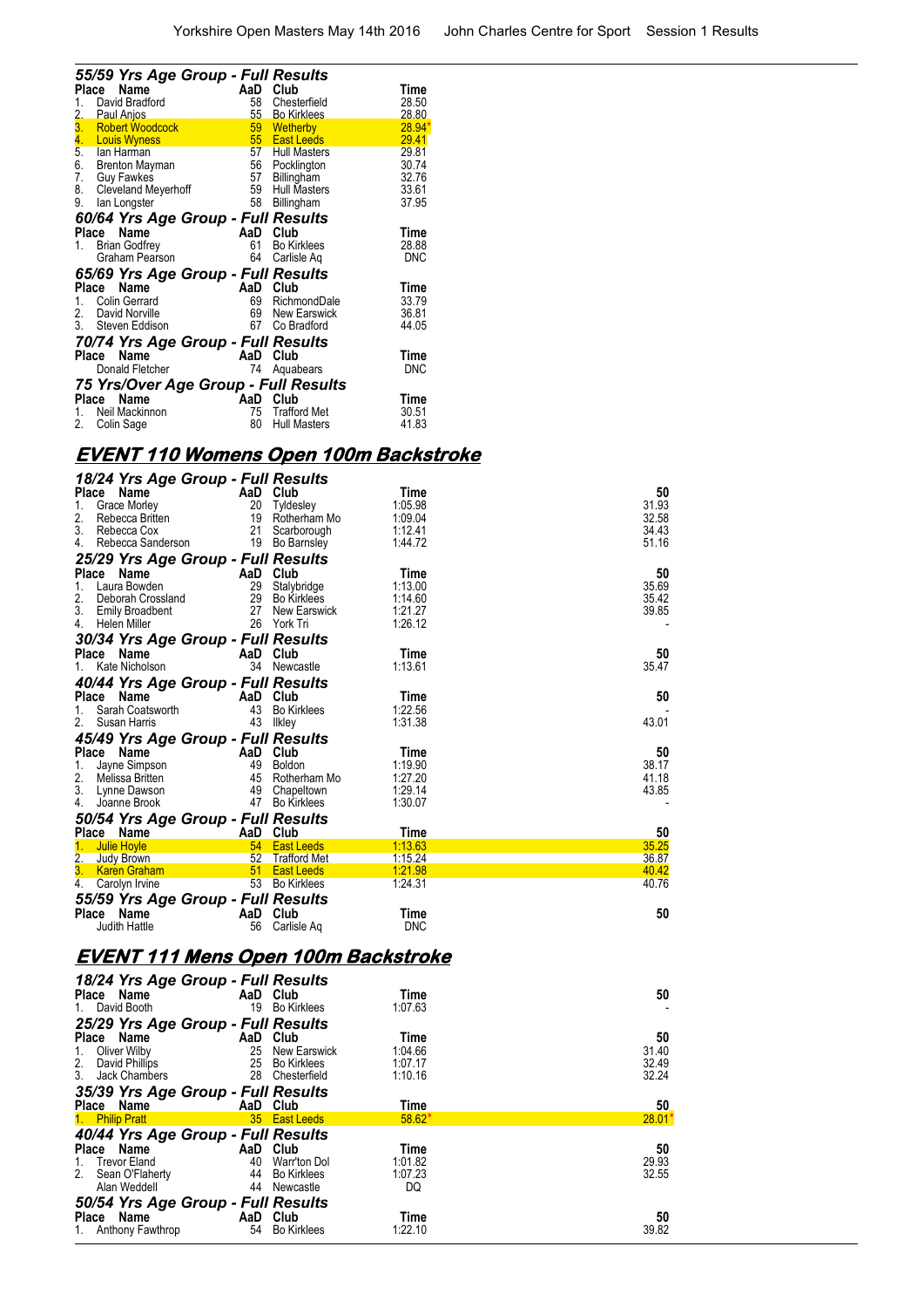### 55/59 Yrs Age Group - Full Results

| Place | Name | AaD | Club | Time |
|---|---|---|---|---|
| 1. | David Bradford | 58 | Chesterfield | 28.50 |
| 2. | Paul Anjos | 55 | Bo Kirklees | 28.80 |
| 3. | Robert Woodcock | 59 | Wetherby | 28.94* |
| 4. | Louis Wyness | 55 | East Leeds | 29.41 |
| 5. | Ian Harman | 57 | Hull Masters | 29.81 |
| 6. | Brenton Mayman | 56 | Pocklington | 30.74 |
| 7. | Guy Fawkes | 57 | Billingham | 32.76 |
| 8. | Cleveland Meyerhoff | 59 | Hull Masters | 33.61 |
| 9. | Ian Longster | 58 | Billingham | 37.95 |

### 60/64 Yrs Age Group - Full Results

| Place | Name | AaD | Club | Time |
|---|---|---|---|---|
| 1. | Brian Godfrey | 61 | Bo Kirklees | 28.88 |
| | Graham Pearson | 64 | Carlisle Aq | DNC |

### 65/69 Yrs Age Group - Full Results

| Place | Name | AaD | Club | Time |
|---|---|---|---|---|
| 1. | Colin Gerrard | 69 | RichmondDale | 33.79 |
| 2. | David Norville | 69 | New Earswick | 36.81 |
| 3. | Steven Eddison | 67 | Co Bradford | 44.05 |

### 70/74 Yrs Age Group - Full Results

| Place | Name | AaD | Club | Time |
|---|---|---|---|---|
| | Donald Fletcher | 74 | Aquabears | DNC |

### 75 Yrs/Over Age Group - Full Results

| Place | Name | AaD | Club | Time |
|---|---|---|---|---|
| 1. | Neil Mackinnon | 75 | Trafford Met | 30.51 |
| 2. | Colin Sage | 80 | Hull Masters | 41.83 |

## EVENT 110 Womens Open 100m Backstroke

### 18/24 Yrs Age Group - Full Results

| Place | Name | AaD | Club | Time | 50 |
|---|---|---|---|---|---|
| 1. | Grace Morley | 20 | Tyldesley | 1:05.98 | 31.93 |
| 2. | Rebecca Britten | 19 | Rotherham Mo | 1:09.04 | 32.58 |
| 3. | Rebecca Cox | 21 | Scarborough | 1:12.41 | 34.43 |
| 4. | Rebecca Sanderson | 19 | Bo Barnsley | 1:44.72 | 51.16 |

### 25/29 Yrs Age Group - Full Results

| Place | Name | AaD | Club | Time | 50 |
|---|---|---|---|---|---|
| 1. | Laura Bowden | 29 | Stalybridge | 1:13.00 | 35.69 |
| 2. | Deborah Crossland | 29 | Bo Kirklees | 1:14.60 | 35.42 |
| 3. | Emily Broadbent | 27 | New Earswick | 1:21.27 | 39.85 |
| 4. | Helen Miller | 26 | York Tri | 1:26.12 | - |

### 30/34 Yrs Age Group - Full Results

| Place | Name | AaD | Club | Time | 50 |
|---|---|---|---|---|---|
| 1. | Kate Nicholson | 34 | Newcastle | 1:13.61 | 35.47 |

### 40/44 Yrs Age Group - Full Results

| Place | Name | AaD | Club | Time | 50 |
|---|---|---|---|---|---|
| 1. | Sarah Coatsworth | 43 | Bo Kirklees | 1:22.56 | - |
| 2. | Susan Harris | 43 | Ilkley | 1:31.38 | 43.01 |

### 45/49 Yrs Age Group - Full Results

| Place | Name | AaD | Club | Time | 50 |
|---|---|---|---|---|---|
| 1. | Jayne Simpson | 49 | Boldon | 1:19.90 | 38.17 |
| 2. | Melissa Britten | 45 | Rotherham Mo | 1:27.20 | 41.18 |
| 3. | Lynne Dawson | 49 | Chapeltown | 1:29.14 | 43.85 |
| 4. | Joanne Brook | 47 | Bo Kirklees | 1:30.07 | - |

### 50/54 Yrs Age Group - Full Results

| Place | Name | AaD | Club | Time | 50 |
|---|---|---|---|---|---|
| 1. | Julie Hoyle | 54 | East Leeds | 1:13.63 | 35.25 |
| 2. | Judy Brown | 52 | Trafford Met | 1:15.24 | 36.87 |
| 3. | Karen Graham | 51 | East Leeds | 1:21.98 | 40.42 |
| 4. | Carolyn Irvine | 53 | Bo Kirklees | 1:24.31 | 40.76 |

### 55/59 Yrs Age Group - Full Results

| Place | Name | AaD | Club | Time | 50 |
|---|---|---|---|---|---|
| | Judith Hattle | 56 | Carlisle Aq | DNC | |

## EVENT 111 Mens Open 100m Backstroke

### 18/24 Yrs Age Group - Full Results

| Place | Name | AaD | Club | Time | 50 |
|---|---|---|---|---|---|
| 1. | David Booth | 19 | Bo Kirklees | 1:07.63 | - |

### 25/29 Yrs Age Group - Full Results

| Place | Name | AaD | Club | Time | 50 |
|---|---|---|---|---|---|
| 1. | Oliver Wilby | 25 | New Earswick | 1:04.66 | 31.40 |
| 2. | David Phillips | 25 | Bo Kirklees | 1:07.17 | 32.49 |
| 3. | Jack Chambers | 28 | Chesterfield | 1:10.16 | 32.24 |

### 35/39 Yrs Age Group - Full Results

| Place | Name | AaD | Club | Time | 50 |
|---|---|---|---|---|---|
| 1. | Philip Pratt | 35 | East Leeds | 58.62* | 28.01* |

### 40/44 Yrs Age Group - Full Results

| Place | Name | AaD | Club | Time | 50 |
|---|---|---|---|---|---|
| 1. | Trevor Eland | 40 | Warr'ton Dol | 1:01.82 | 29.93 |
| 2. | Sean O'Flaherty | 44 | Bo Kirklees | 1:07.23 | 32.55 |
| | Alan Weddell | 44 | Newcastle | DQ | |

### 50/54 Yrs Age Group - Full Results

| Place | Name | AaD | Club | Time | 50 |
|---|---|---|---|---|---|
| 1. | Anthony Fawthrop | 54 | Bo Kirklees | 1:22.10 | 39.82 |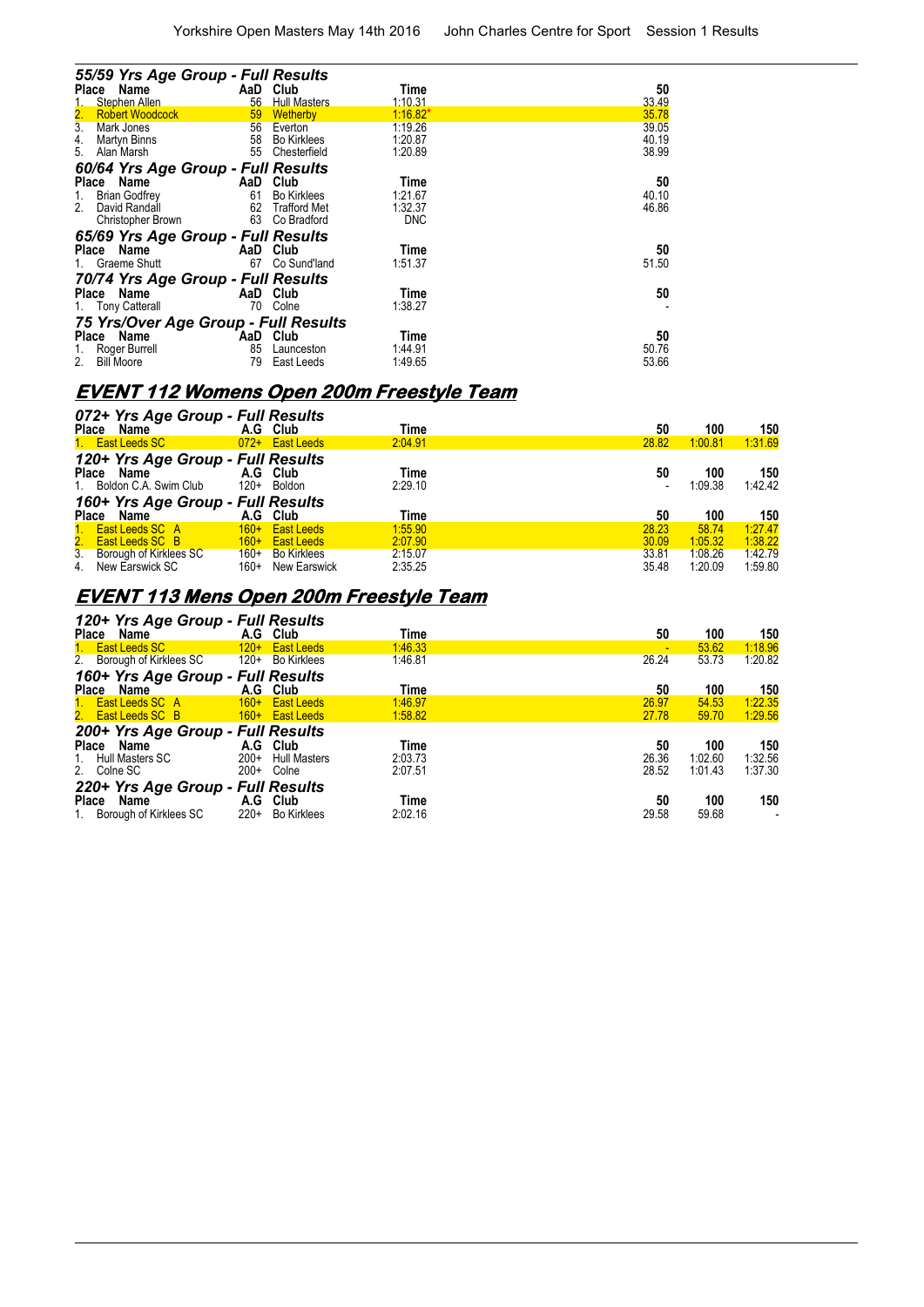### 55/59 Yrs Age Group - Full Results

| Place | Name | AaD | Club | Time | 50 |
|---|---|---|---|---|---|
| 1. | Stephen Allen | 56 | Hull Masters | 1:10.31 | 33.49 |
| 2. | Robert Woodcock | 59 | Wetherby | 1:16.82* | 35.78 |
| 3. | Mark Jones | 56 | Everton | 1:19.26 | 39.05 |
| 4. | Martyn Binns | 58 | Bo Kirklees | 1:20.87 | 40.19 |
| 5. | Alan Marsh | 55 | Chesterfield | 1:20.89 | 38.99 |

### 60/64 Yrs Age Group - Full Results

| Place | Name | AaD | Club | Time | 50 |
|---|---|---|---|---|---|
| 1. | Brian Godfrey | 61 | Bo Kirklees | 1:21.67 | 40.10 |
| 2. | David Randall | 62 | Trafford Met | 1:32.37 | 46.86 |
| | Christopher Brown | 63 | Co Bradford | DNC | |

### 65/69 Yrs Age Group - Full Results

| Place | Name | AaD | Club | Time | 50 |
|---|---|---|---|---|---|
| 1. | Graeme Shutt | 67 | Co Sund'land | 1:51.37 | 51.50 |

### 70/74 Yrs Age Group - Full Results

| Place | Name | AaD | Club | Time | 50 |
|---|---|---|---|---|---|
| 1. | Tony Catterall | 70 | Colne | 1:38.27 | - |

### 75 Yrs/Over Age Group - Full Results

| Place | Name | AaD | Club | Time | 50 |
|---|---|---|---|---|---|
| 1. | Roger Burrell | 85 | Launceston | 1:44.91 | 50.76 |
| 2. | Bill Moore | 79 | East Leeds | 1:49.65 | 53.66 |

## EVENT 112 Womens Open 200m Freestyle Team

### 072+ Yrs Age Group - Full Results

| Place | Name | A.G | Club | Time | 50 | 100 | 150 |
|---|---|---|---|---|---|---|---|
| 1. | East Leeds SC | 072+ | East Leeds | 2:04.91 | 28.82 | 1:00.81 | 1:31.69 |

### 120+ Yrs Age Group - Full Results

| Place | Name | A.G | Club | Time | 50 | 100 | 150 |
|---|---|---|---|---|---|---|---|
| 1. | Boldon C.A. Swim Club | 120+ | Boldon | 2:29.10 | - | 1:09.38 | 1:42.42 |

### 160+ Yrs Age Group - Full Results

| Place | Name | A.G | Club | Time | 50 | 100 | 150 |
|---|---|---|---|---|---|---|---|
| 1. | East Leeds SC A | 160+ | East Leeds | 1:55.90 | 28.23 | 58.74 | 1:27.47 |
| 2. | East Leeds SC B | 160+ | East Leeds | 2:07.90 | 30.09 | 1:05.32 | 1:38.22 |
| 3. | Borough of Kirklees SC | 160+ | Bo Kirklees | 2:15.07 | 33.81 | 1:08.26 | 1:42.79 |
| 4. | New Earswick SC | 160+ | New Earswick | 2:35.25 | 35.48 | 1:20.09 | 1:59.80 |

## EVENT 113 Mens Open 200m Freestyle Team

### 120+ Yrs Age Group - Full Results

| Place | Name | A.G | Club | Time | 50 | 100 | 150 |
|---|---|---|---|---|---|---|---|
| 1. | East Leeds SC | 120+ | East Leeds | 1:46.33 | - | 53.62 | 1:18.96 |
| 2. | Borough of Kirklees SC | 120+ | Bo Kirklees | 1:46.81 | 26.24 | 53.73 | 1:20.82 |

### 160+ Yrs Age Group - Full Results

| Place | Name | A.G | Club | Time | 50 | 100 | 150 |
|---|---|---|---|---|---|---|---|
| 1. | East Leeds SC A | 160+ | East Leeds | 1:46.97 | 26.97 | 54.53 | 1:22.35 |
| 2. | East Leeds SC B | 160+ | East Leeds | 1:58.82 | 27.78 | 59.70 | 1:29.56 |

### 200+ Yrs Age Group - Full Results

| Place | Name | A.G | Club | Time | 50 | 100 | 150 |
|---|---|---|---|---|---|---|---|
| 1. | Hull Masters SC | 200+ | Hull Masters | 2:03.73 | 26.36 | 1:02.60 | 1:32.56 |
| 2. | Colne SC | 200+ | Colne | 2:07.51 | 28.52 | 1:01.43 | 1:37.30 |

### 220+ Yrs Age Group - Full Results

| Place | Name | A.G | Club | Time | 50 | 100 | 150 |
|---|---|---|---|---|---|---|---|
| 1. | Borough of Kirklees SC | 220+ | Bo Kirklees | 2:02.16 | 29.58 | 59.68 | - |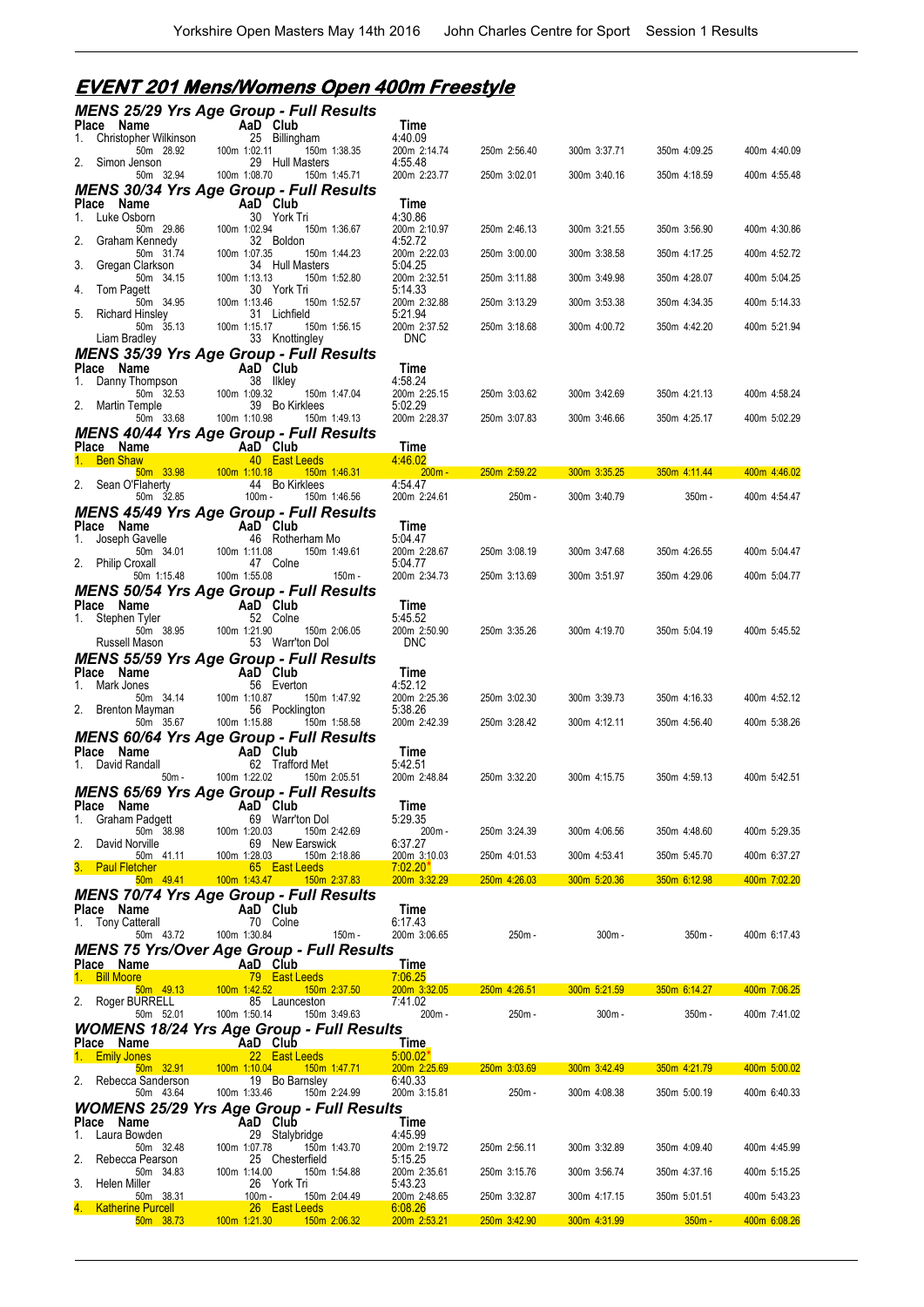## EVENT 201 Mens/Womens Open 400m Freestyle

### MENS 25/29 Yrs Age Group - Full Results

| Place | Name | AaD | Club | Time | | | | | |
|---|---|---|---|---|---|---|---|---|---|
| 1. | Christopher Wilkinson | 25 | Billingham | 4:40.09 | | | | | |
| | 50m 28.92 | 100m 1:02.11 | 150m 1:38.35 | 200m 2:14.74 | 250m 2:56.40 | 300m 3:37.71 | 350m 4:09.25 | 400m 4:40.09 | |
| 2. | Simon Jenson | 29 | Hull Masters | 4:55.48 | | | | | |
| | 50m 32.94 | 100m 1:08.70 | 150m 1:45.71 | 200m 2:23.77 | 250m 3:02.01 | 300m 3:40.16 | 350m 4:18.59 | 400m 4:55.48 | |

### MENS 30/34 Yrs Age Group - Full Results

| Place | Name | AaD | Club | Time | | | | | |
|---|---|---|---|---|---|---|---|---|---|
| 1. | Luke Osborn | 30 | York Tri | 4:30.86 | | | | | |
| | 50m 29.86 | 100m 1:02.94 | 150m 1:36.67 | 200m 2:10.97 | 250m 2:46.13 | 300m 3:21.55 | 350m 3:56.90 | 400m 4:30.86 | |
| 2. | Graham Kennedy | 32 | Boldon | 4:52.72 | | | | | |
| | 50m 31.74 | 100m 1:07.35 | 150m 1:44.23 | 200m 2:22.03 | 250m 3:00.00 | 300m 3:38.58 | 350m 4:17.25 | 400m 4:52.72 | |
| 3. | Gregan Clarkson | 34 | Hull Masters | 5:04.25 | | | | | |
| | 50m 34.15 | 100m 1:13.13 | 150m 1:52.80 | 200m 2:32.51 | 250m 3:11.88 | 300m 3:49.98 | 350m 4:28.07 | 400m 5:04.25 | |
| 4. | Tom Pagett | 30 | York Tri | 5:14.33 | | | | | |
| | 50m 34.95 | 100m 1:13.46 | 150m 1:52.57 | 200m 2:32.88 | 250m 3:13.29 | 300m 3:53.38 | 350m 4:34.35 | 400m 5:14.33 | |
| 5. | Richard Hinsley | 31 | Lichfield | 5:21.94 | | | | | |
| | 50m 35.13 | 100m 1:15.17 | 150m 1:56.15 | 200m 2:37.52 | 250m 3:18.68 | 300m 4:00.72 | 350m 4:42.20 | 400m 5:21.94 | |
| | Liam Bradley | 33 | Knottingley | DNC | | | | | |

### MENS 35/39 Yrs Age Group - Full Results

| Place | Name | AaD | Club | Time | | | | | |
|---|---|---|---|---|---|---|---|---|---|
| 1. | Danny Thompson | 38 | Ilkley | 4:58.24 | | | | | |
| | 50m 32.53 | 100m 1:09.32 | 150m 1:47.04 | 200m 2:25.15 | 250m 3:03.62 | 300m 3:42.69 | 350m 4:21.13 | 400m 4:58.24 | |
| 2. | Martin Temple | 39 | Bo Kirklees | 5:02.29 | | | | | |
| | 50m 33.68 | 100m 1:10.98 | 150m 1:49.13 | 200m 2:28.37 | 250m 3:07.83 | 300m 3:46.66 | 350m 4:25.17 | 400m 5:02.29 | |

### MENS 40/44 Yrs Age Group - Full Results

| Place | Name | AaD | Club | Time | | | | | |
|---|---|---|---|---|---|---|---|---|---|
| 1. | Ben Shaw | 40 | East Leeds | 4:46.02 | | | | | |
| | 50m 33.98 | 100m 1:10.18 | 150m 1:46.31 | 200m - | 250m 2:59.22 | 300m 3:35.25 | 350m 4:11.44 | 400m 4:46.02 | |
| 2. | Sean O'Flaherty | 44 | Bo Kirklees | 4:54.47 | | | | | |
| | 50m 32.85 | 100m - | 150m 1:46.56 | 200m 2:24.61 | 250m - | 300m 3:40.79 | 350m - | 400m 4:54.47 | |

### MENS 45/49 Yrs Age Group - Full Results

| Place | Name | AaD | Club | Time | | | | | |
|---|---|---|---|---|---|---|---|---|---|
| 1. | Joseph Gavelle | 46 | Rotherham Mo | 5:04.47 | | | | | |
| | 50m 34.01 | 100m 1:11.08 | 150m 1:49.61 | 200m 2:28.67 | 250m 3:08.19 | 300m 3:47.68 | 350m 4:26.55 | 400m 5:04.47 | |
| 2. | Philip Croxall | 47 | Colne | 5:04.77 | | | | | |
| | 50m 1:15.48 | 100m 1:55.08 | 150m - | 200m 2:34.73 | 250m 3:13.69 | 300m 3:51.97 | 350m 4:29.06 | 400m 5:04.77 | |

### MENS 50/54 Yrs Age Group - Full Results

| Place | Name | AaD | Club | Time | | | | | |
|---|---|---|---|---|---|---|---|---|---|
| 1. | Stephen Tyler | 52 | Colne | 5:45.52 | | | | | |
| | 50m 38.95 | 100m 1:21.90 | 150m 2:06.05 | 200m 2:50.90 | 250m 3:35.26 | 300m 4:19.70 | 350m 5:04.19 | 400m 5:45.52 | |
| | Russell Mason | 53 | Warr'ton Dol | DNC | | | | | |

### MENS 55/59 Yrs Age Group - Full Results

| Place | Name | AaD | Club | Time | | | | | |
|---|---|---|---|---|---|---|---|---|---|
| 1. | Mark Jones | 56 | Everton | 4:52.12 | | | | | |
| | 50m 34.14 | 100m 1:10.87 | 150m 1:47.92 | 200m 2:25.36 | 250m 3:02.30 | 300m 3:39.73 | 350m 4:16.33 | 400m 4:52.12 | |
| 2. | Brenton Mayman | 56 | Pocklington | 5:38.26 | | | | | |
| | 50m 35.67 | 100m 1:15.88 | 150m 1:58.58 | 200m 2:42.39 | 250m 3:28.42 | 300m 4:12.11 | 350m 4:56.40 | 400m 5:38.26 | |

### MENS 60/64 Yrs Age Group - Full Results

| Place | Name | AaD | Club | Time | | | | | |
|---|---|---|---|---|---|---|---|---|---|
| 1. | David Randall | 62 | Trafford Met | 5:42.51 | | | | | |
| | 50m - | 100m 1:22.02 | 150m 2:05.51 | 200m 2:48.84 | 250m 3:32.20 | 300m 4:15.75 | 350m 4:59.13 | 400m 5:42.51 | |

### MENS 65/69 Yrs Age Group - Full Results

| Place | Name | AaD | Club | Time | | | | | |
|---|---|---|---|---|---|---|---|---|---|
| 1. | Graham Padgett | 69 | Warr'ton Dol | 5:29.35 | | | | | |
| | 50m 38.98 | 100m 1:20.03 | 150m 2:42.69 | 200m - | 250m 3:24.39 | 300m 4:06.56 | 350m 4:48.60 | 400m 5:29.35 | |
| 2. | David Norville | 69 | New Earswick | 6:37.27 | | | | | |
| | 50m 41.11 | 100m 1:28.03 | 150m 2:18.86 | 200m 3:10.03 | 250m 4:01.53 | 300m 4:53.41 | 350m 5:45.70 | 400m 6:37.27 | |
| 3. | Paul Fletcher | 65 | East Leeds | 7:02.20* | | | | | |
| | 50m 49.41 | 100m 1:43.47 | 150m 2:37.83 | 200m 3:32.29 | 250m 4:26.03 | 300m 5:20.36 | 350m 6:12.98 | 400m 7:02.20 | |

### MENS 70/74 Yrs Age Group - Full Results

| Place | Name | AaD | Club | Time | | | | | |
|---|---|---|---|---|---|---|---|---|---|
| 1. | Tony Catterall | 70 | Colne | 6:17.43 | | | | | |
| | 50m 43.72 | 100m 1:30.84 | 150m - | 200m 3:06.65 | 250m - | 300m - | 350m - | 400m 6:17.43 | |

### MENS 75 Yrs/Over Age Group - Full Results

| Place | Name | AaD | Club | Time | | | | | |
|---|---|---|---|---|---|---|---|---|---|
| 1. | Bill Moore | 79 | East Leeds | 7:06.25 | | | | | |
| | 50m 49.13 | 100m 1:42.52 | 150m 2:37.50 | 200m 3:32.05 | 250m 4:26.51 | 300m 5:21.59 | 350m 6:14.27 | 400m 7:06.25 | |
| 2. | Roger BURRELL | 85 | Launceston | 7:41.02 | | | | | |
| | 50m 52.01 | 100m 1:50.14 | 150m 3:49.63 | 200m - | 250m - | 300m - | 350m - | 400m 7:41.02 | |

### WOMENS 18/24 Yrs Age Group - Full Results

| Place | Name | AaD | Club | Time | | | | | |
|---|---|---|---|---|---|---|---|---|---|
| 1. | Emily Jones | 22 | East Leeds | 5:00.02* | | | | | |
| | 50m 32.91 | 100m 1:10.04 | 150m 1:47.71 | 200m 2:25.69 | 250m 3:03.69 | 300m 3:42.49 | 350m 4:21.79 | 400m 5:00.02 | |
| 2. | Rebecca Sanderson | 19 | Bo Barnsley | 6:40.33 | | | | | |
| | 50m 43.64 | 100m 1:33.46 | 150m 2:24.99 | 200m 3:15.81 | 250m - | 300m 4:08.38 | 350m 5:00.19 | 400m 6:40.33 | |

### WOMENS 25/29 Yrs Age Group - Full Results

| Place | Name | AaD | Club | Time | | | | | |
|---|---|---|---|---|---|---|---|---|---|
| 1. | Laura Bowden | 29 | Stalybridge | 4:45.99 | | | | | |
| | 50m 32.48 | 100m 1:07.78 | 150m 1:43.70 | 200m 2:19.72 | 250m 2:56.11 | 300m 3:32.89 | 350m 4:09.40 | 400m 4:45.99 | |
| 2. | Rebecca Pearson | 25 | Chesterfield | 5:15.25 | | | | | |
| | 50m 34.83 | 100m 1:14.00 | 150m 1:54.88 | 200m 2:35.61 | 250m 3:15.76 | 300m 3:56.74 | 350m 4:37.16 | 400m 5:15.25 | |
| 3. | Helen Miller | 26 | York Tri | 5:43.23 | | | | | |
| | 50m 38.31 | 100m - | 150m 2:04.49 | 200m 2:48.65 | 250m 3:32.87 | 300m 4:17.15 | 350m 5:01.51 | 400m 5:43.23 | |
| 4. | Katherine Purcell | 26 | East Leeds | 6:08.26 | | | | | |
| | 50m 38.73 | 100m 1:21.30 | 150m 2:06.32 | 200m 2:53.21 | 250m 3:42.90 | 300m 4:31.99 | 350m - | 400m 6:08.26 | |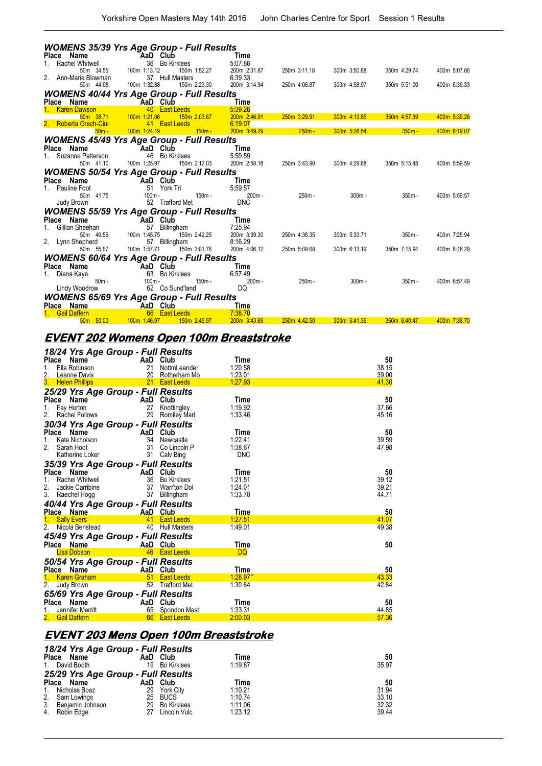### WOMENS 35/39 Yrs Age Group - Full Results

| Place | Name | AaD | Club | Time | | | | | |
|---|---|---|---|---|---|---|---|---|---|
| 1. | Rachel Whitwell | 36 | Bo Kirklees | 5:07.86 | | | | | |
| | 50m 34.55 | 100m 1:13.12 | 150m 1:52.27 | 200m 2:31.87 | 250m 3:11.18 | 300m 3:50.68 | 350m 4:29.74 | 400m 5:07.86 | |
| 2. | Ann-Marie Blowman | 37 | Hull Masters | 6:39.33 | | | | | |
| | 50m 44.08 | 100m 1:32.88 | 150m 2:23.30 | 200m 3:14.94 | 250m 4:06.87 | 300m 4:58.97 | 350m 5:51.00 | 400m 6:39.33 | |

### WOMENS 40/44 Yrs Age Group - Full Results

| Place | Name | AaD | Club | Time | | | | | |
|---|---|---|---|---|---|---|---|---|---|
| 1. | Karen Dawson | 40 | East Leeds | 5:39.26 | | | | | |
| | 50m 38.71 | 100m 1:21.06 | 150m 2:03.67 | 200m 2:46.91 | 250m 3:29.91 | 300m 4:13.85 | 350m 4:57.39 | 400m 5:39.26 | |
| 2. | Roberta Grech-Cini | 41 | East Leeds | 6:19.07 | | | | | |
| | 50m - | 100m 1:24.19 | 150m - | 200m 3:49.29 | 250m - | 300m 5:28.54 | 350m - | 400m 6:19.07 | |

### WOMENS 45/49 Yrs Age Group - Full Results

| Place | Name | AaD | Club | Time | | | | | |
|---|---|---|---|---|---|---|---|---|---|
| 1. | Suzanne Patterson | 46 | Bo Kirklees | 5:59.59 | | | | | |
| | 50m 41.10 | 100m 1:25.97 | 150m 2:12.03 | 200m 2:58.18 | 250m 3:43.90 | 300m 4:29.68 | 350m 5:15.48 | 400m 5:59.59 | |

### WOMENS 50/54 Yrs Age Group - Full Results

| Place | Name | AaD | Club | Time | | | | | |
|---|---|---|---|---|---|---|---|---|---|
| 1. | Pauline Foot | 51 | York Tri | 5:59.57 | | | | | |
| | 50m 41.75 | 100m - | 150m - | 200m - | 250m - | 300m - | 350m - | 400m 5:59.57 | |
| | Judy Brown | 52 | Trafford Met | DNC | | | | | |

### WOMENS 55/59 Yrs Age Group - Full Results

| Place | Name | AaD | Club | Time | | | | | |
|---|---|---|---|---|---|---|---|---|---|
| 1. | Gillian Sheehan | 57 | Billingham | 7:25.94 | | | | | |
| | 50m 49.56 | 100m 1:45.75 | 150m 2:42.25 | 200m 3:39.30 | 250m 4:36.35 | 300m 5:33.71 | 350m - | 400m 7:25.94 | |
| 2. | Lynn Shepherd | 57 | Billingham | 8:16.29 | | | | | |
| | 50m 55.87 | 100m 1:57.71 | 150m 3:01.76 | 200m 4:06.12 | 250m 5:09.68 | 300m 6:13.19 | 350m 7:15.94 | 400m 8:16.29 | |

### WOMENS 60/64 Yrs Age Group - Full Results

| Place | Name | AaD | Club | Time | | | | | |
|---|---|---|---|---|---|---|---|---|---|
| 1. | Diana Kaye | 63 | Bo Kirklees | 6:57.49 | | | | | |
| | 50m - | 100m - | 150m - | 200m - | 250m - | 300m - | 350m - | 400m 6:57.49 | |
| | Lindy Woodrow | 62 | Co Sund'land | DQ | | | | | |

### WOMENS 65/69 Yrs Age Group - Full Results

| Place | Name | AaD | Club | Time | | | | | |
|---|---|---|---|---|---|---|---|---|---|
| 1. | Gail Daffern | 66 | East Leeds | 7:38.70 | | | | | |
| | 50m 50.00 | 100m 1:46.97 | 150m 2:45.97 | 200m 3:43.69 | 250m 4:42.50 | 300m 5:41.36 | 350m 6:40.47 | 400m 7:38.70 | |

## EVENT 202 Womens Open 100m Breaststroke

### 18/24 Yrs Age Group - Full Results

| Place | Name | AaD | Club | Time | 50 |
|---|---|---|---|---|---|
| 1. | Ella Robinson | 21 | NottmLeander | 1:20.58 | 38.15 |
| 2. | Leanne Davis | 20 | Rotherham Mo | 1:23.01 | 39.00 |
| 3. | Helen Phillips | 21 | East Leeds | 1:27.93 | 41.30 |

### 25/29 Yrs Age Group - Full Results

| Place | Name | AaD | Club | Time | 50 |
|---|---|---|---|---|---|
| 1. | Fay Horton | 27 | Knottingley | 1:19.92 | 37.66 |
| 2. | Rachel Follows | 29 | Romiley Mari | 1:33.46 | 45.16 |

### 30/34 Yrs Age Group - Full Results

| Place | Name | AaD | Club | Time | 50 |
|---|---|---|---|---|---|
| 1. | Kate Nicholson | 34 | Newcastle | 1:22.41 | 39.59 |
| 2. | Sarah Hoof | 31 | Co Lincoln P | 1:38.67 | 47.98 |
| | Katherine Loker | 31 | Calv Bing | DNC | |

### 35/39 Yrs Age Group - Full Results

| Place | Name | AaD | Club | Time | 50 |
|---|---|---|---|---|---|
| 1. | Rachel Whitwell | 36 | Bo Kirklees | 1:21.51 | 39.12 |
| 2. | Jackie Carribine | 37 | Warr'ton Dol | 1:24.01 | 39.21 |
| 3. | Raechel Hogg | 37 | Billingham | 1:33.78 | 44.71 |

### 40/44 Yrs Age Group - Full Results

| Place | Name | AaD | Club | Time | 50 |
|---|---|---|---|---|---|
| 1. | Sally Evers | 41 | East Leeds | 1:27.51 | 41.07 |
| 2. | Nicola Benstead | 40 | Hull Masters | 1:49.01 | 49.38 |

### 45/49 Yrs Age Group - Full Results

| Place | Name | AaD | Club | Time | 50 |
|---|---|---|---|---|---|
| | Lisa Dobson | 46 | East Leeds | DQ | |

### 50/54 Yrs Age Group - Full Results

| Place | Name | AaD | Club | Time | 50 |
|---|---|---|---|---|---|
| 1. | Karen Graham | 51 | East Leeds | 1:28.97* | 43.33 |
| 2. | Judy Brown | 52 | Trafford Met | 1:30.64 | 42.84 |

### 65/69 Yrs Age Group - Full Results

| Place | Name | AaD | Club | Time | 50 |
|---|---|---|---|---|---|
| 1. | Jennifer Merritt | 65 | Spondon Mast | 1:33.31 | 44.85 |
| 2. | Gail Daffern | 66 | East Leeds | 2:00.03 | 57.36 |

## EVENT 203 Mens Open 100m Breaststroke

### 18/24 Yrs Age Group - Full Results

| Place | Name | AaD | Club | Time | 50 |
|---|---|---|---|---|---|
| 1. | David Booth | 19 | Bo Kirklees | 1:19.87 | 35.97 |

### 25/29 Yrs Age Group - Full Results

| Place | Name | AaD | Club | Time | 50 |
|---|---|---|---|---|---|
| 1. | Nicholas Boaz | 29 | York City | 1:10.21 | 31.94 |
| 2. | Sam Lowings | 25 | BUCS | 1:10.74 | 33.10 |
| 3. | Benjamin Johnson | 29 | Bo Kirklees | 1:11.06 | 32.32 |
| 4. | Robin Edge | 27 | Lincoln Vulc | 1:23.12 | 39.44 |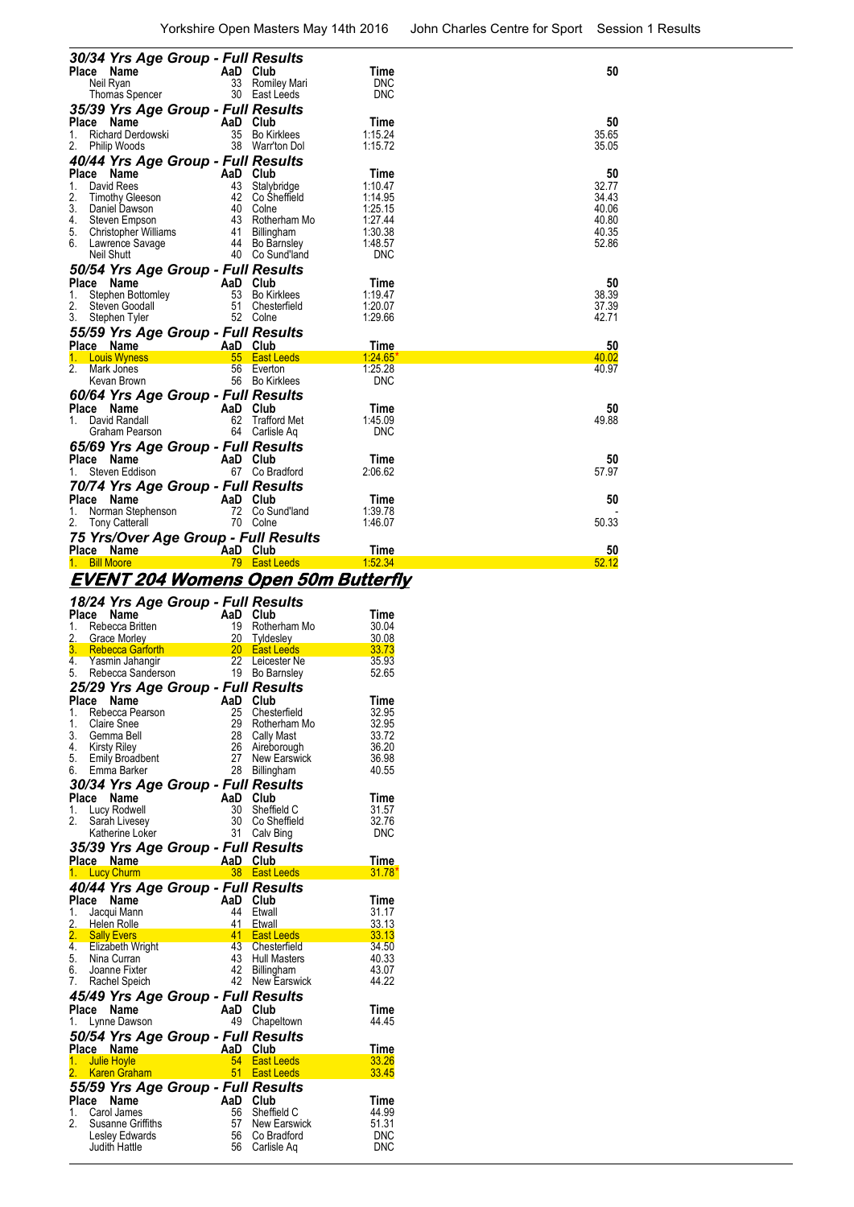### 30/34 Yrs Age Group - Full Results

| Place | Name | AaD | Club | Time | 50 |
|---|---|---|---|---|---|
| | Neil Ryan | 33 | Romiley Mari | DNC | |
| | Thomas Spencer | 30 | East Leeds | DNC | |

### 35/39 Yrs Age Group - Full Results

| Place | Name | AaD | Club | Time | 50 |
|---|---|---|---|---|---|
| 1. | Richard Derdowski | 35 | Bo Kirklees | 1:15.24 | 35.65 |
| 2. | Philip Woods | 38 | Warr'ton Dol | 1:15.72 | 35.05 |

### 40/44 Yrs Age Group - Full Results

| Place | Name | AaD | Club | Time | 50 |
|---|---|---|---|---|---|
| 1. | David Rees | 43 | Stalybridge | 1:10.47 | 32.77 |
| 2. | Timothy Gleeson | 42 | Co Sheffield | 1:14.95 | 34.43 |
| 3. | Daniel Dawson | 40 | Colne | 1:25.15 | 40.06 |
| 4. | Steven Empson | 43 | Rotherham Mo | 1:27.44 | 40.80 |
| 5. | Christopher Williams | 41 | Billingham | 1:30.38 | 40.35 |
| 6. | Lawrence Savage | 44 | Bo Barnsley | 1:48.57 | 52.86 |
| | Neil Shutt | 40 | Co Sund'land | DNC | |

### 50/54 Yrs Age Group - Full Results

| Place | Name | AaD | Club | Time | 50 |
|---|---|---|---|---|---|
| 1. | Stephen Bottomley | 53 | Bo Kirklees | 1:19.47 | 38.39 |
| 2. | Steven Goodall | 51 | Chesterfield | 1:20.07 | 37.39 |
| 3. | Stephen Tyler | 52 | Colne | 1:29.66 | 42.71 |

### 55/59 Yrs Age Group - Full Results

| Place | Name | AaD | Club | Time | 50 |
|---|---|---|---|---|---|
| 1. | Louis Wyness | 55 | East Leeds | 1:24.65* | 40.02 |
| 2. | Mark Jones | 56 | Everton | 1:25.28 | 40.97 |
| | Kevan Brown | 56 | Bo Kirklees | DNC | |

### 60/64 Yrs Age Group - Full Results

| Place | Name | AaD | Club | Time | 50 |
|---|---|---|---|---|---|
| 1. | David Randall | 62 | Trafford Met | 1:45.09 | 49.88 |
| | Graham Pearson | 64 | Carlisle Aq | DNC | |

### 65/69 Yrs Age Group - Full Results

| Place | Name | AaD | Club | Time | 50 |
|---|---|---|---|---|---|
| 1. | Steven Eddison | 67 | Co Bradford | 2:06.62 | 57.97 |

### 70/74 Yrs Age Group - Full Results

| Place | Name | AaD | Club | Time | 50 |
|---|---|---|---|---|---|
| 1. | Norman Stephenson | 72 | Co Sund'land | 1:39.78 | - |
| 2. | Tony Catterall | 70 | Colne | 1:46.07 | 50.33 |

### 75 Yrs/Over Age Group - Full Results

| Place | Name | AaD | Club | Time | 50 |
|---|---|---|---|---|---|
| 1. | Bill Moore | 79 | East Leeds | 1:52.34 | 52.12 |

## EVENT 204 Womens Open 50m Butterfly

### 18/24 Yrs Age Group - Full Results

| Place | Name | AaD | Club | Time |
|---|---|---|---|---|
| 1. | Rebecca Britten | 19 | Rotherham Mo | 30.04 |
| 2. | Grace Morley | 20 | Tyldesley | 30.08 |
| 3. | Rebecca Garforth | 20 | East Leeds | 33.73 |
| 4. | Yasmin Jahangir | 22 | Leicester Ne | 35.93 |
| 5. | Rebecca Sanderson | 19 | Bo Barnsley | 52.65 |

### 25/29 Yrs Age Group - Full Results

| Place | Name | AaD | Club | Time |
|---|---|---|---|---|
| 1. | Rebecca Pearson | 25 | Chesterfield | 32.95 |
| 1. | Claire Snee | 29 | Rotherham Mo | 32.95 |
| 3. | Gemma Bell | 28 | Cally Mast | 33.72 |
| 4. | Kirsty Riley | 26 | Aireborough | 36.20 |
| 5. | Emily Broadbent | 27 | New Earswick | 36.98 |
| 6. | Emma Barker | 28 | Billingham | 40.55 |

### 30/34 Yrs Age Group - Full Results

| Place | Name | AaD | Club | Time |
|---|---|---|---|---|
| 1. | Lucy Rodwell | 30 | Sheffield C | 31.57 |
| 2. | Sarah Livesey | 30 | Co Sheffield | 32.76 |
| | Katherine Loker | 31 | Calv Bing | DNC |

### 35/39 Yrs Age Group - Full Results

| Place | Name | AaD | Club | Time |
|---|---|---|---|---|
| 1. | Lucy Churm | 38 | East Leeds | 31.78* |

### 40/44 Yrs Age Group - Full Results

| Place | Name | AaD | Club | Time |
|---|---|---|---|---|
| 1. | Jacqui Mann | 44 | Etwall | 31.17 |
| 2. | Helen Rolle | 41 | Etwall | 33.13 |
| 2. | Sally Evers | 41 | East Leeds | 33.13 |
| 4. | Elizabeth Wright | 43 | Chesterfield | 34.50 |
| 5. | Nina Curran | 43 | Hull Masters | 40.33 |
| 6. | Joanne Fixter | 42 | Billingham | 43.07 |
| 7. | Rachel Speich | 42 | New Earswick | 44.22 |

### 45/49 Yrs Age Group - Full Results

| Place | Name | AaD | Club | Time |
|---|---|---|---|---|
| 1. | Lynne Dawson | 49 | Chapeltown | 44.45 |

### 50/54 Yrs Age Group - Full Results

| Place | Name | AaD | Club | Time |
|---|---|---|---|---|
| 1. | Julie Hoyle | 54 | East Leeds | 33.26 |
| 2. | Karen Graham | 51 | East Leeds | 33.45 |

### 55/59 Yrs Age Group - Full Results

| Place | Name | AaD | Club | Time |
|---|---|---|---|---|
| 1. | Carol James | 56 | Sheffield C | 44.99 |
| 2. | Susanne Griffiths | 57 | New Earswick | 51.31 |
| | Lesley Edwards | 56 | Co Bradford | DNC |
| | Judith Hattle | 56 | Carlisle Aq | DNC |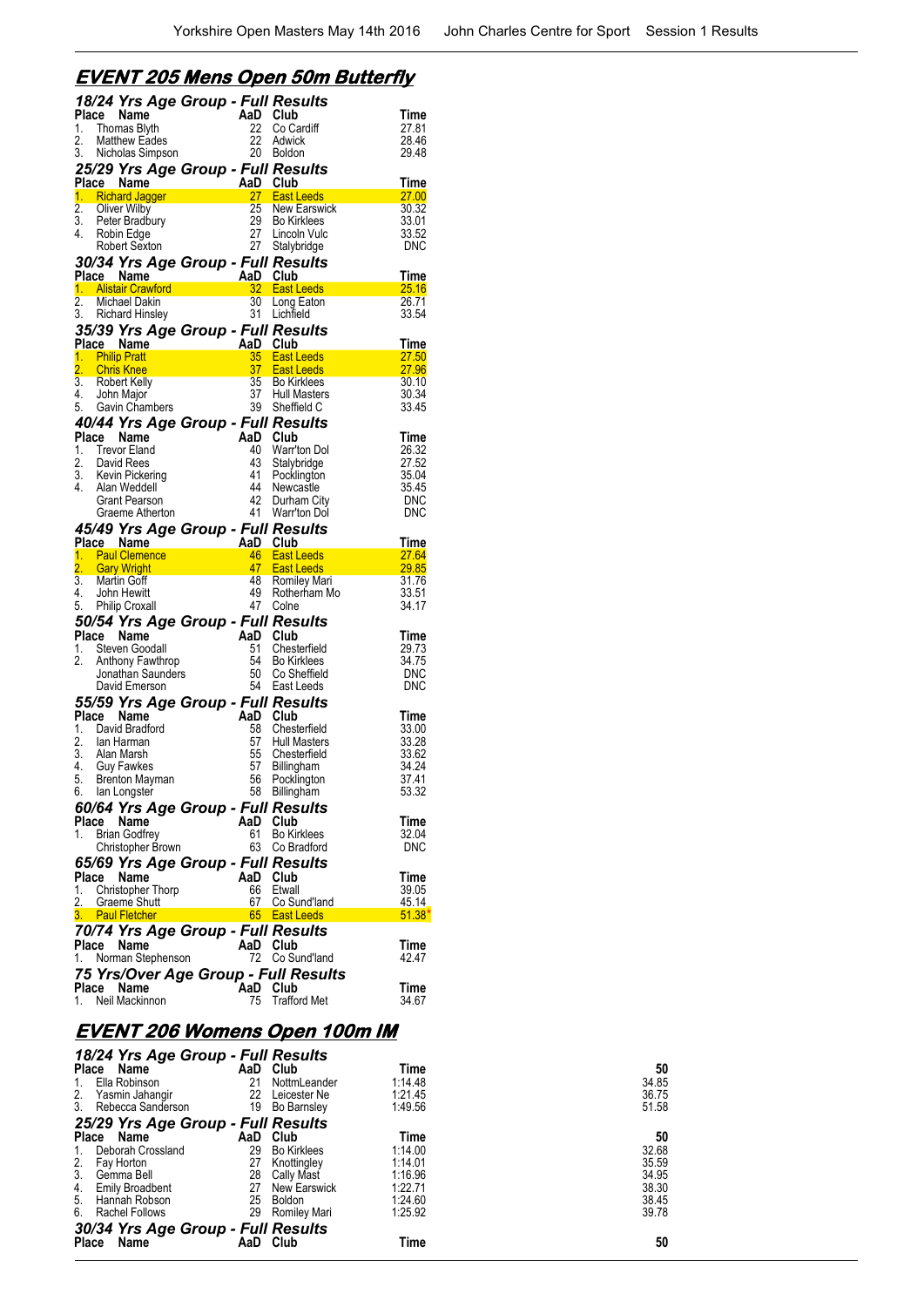## EVENT 205 Mens Open 50m Butterfly

### 18/24 Yrs Age Group - Full Results

| Place | Name | AaD | Club | Time |
|---|---|---|---|---|
| 1. | Thomas Blyth | 22 | Co Cardiff | 27.81 |
| 2. | Matthew Eades | 22 | Adwick | 28.46 |
| 3. | Nicholas Simpson | 20 | Boldon | 29.48 |

### 25/29 Yrs Age Group - Full Results

| Place | Name | AaD | Club | Time |
|---|---|---|---|---|
| 1. | Richard Jagger | 27 | East Leeds | 27.00 |
| 2. | Oliver Wilby | 25 | New Earswick | 30.32 |
| 3. | Peter Bradbury | 29 | Bo Kirklees | 33.01 |
| 4. | Robin Edge | 27 | Lincoln Vulc | 33.52 |
| | Robert Sexton | 27 | Stalybridge | DNC |

### 30/34 Yrs Age Group - Full Results

| Place | Name | AaD | Club | Time |
|---|---|---|---|---|
| 1. | Alistair Crawford | 32 | East Leeds | 25.16 |
| 2. | Michael Dakin | 30 | Long Eaton | 26.71 |
| 3. | Richard Hinsley | 31 | Lichfield | 33.54 |

### 35/39 Yrs Age Group - Full Results

| Place | Name | AaD | Club | Time |
|---|---|---|---|---|
| 1. | Philip Pratt | 35 | East Leeds | 27.50 |
| 2. | Chris Knee | 37 | East Leeds | 27.96 |
| 3. | Robert Kelly | 35 | Bo Kirklees | 30.10 |
| 4. | John Major | 37 | Hull Masters | 30.34 |
| 5. | Gavin Chambers | 39 | Sheffield C | 33.45 |

### 40/44 Yrs Age Group - Full Results

| Place | Name | AaD | Club | Time |
|---|---|---|---|---|
| 1. | Trevor Eland | 40 | Warr'ton Dol | 26.32 |
| 2. | David Rees | 43 | Stalybridge | 27.52 |
| 3. | Kevin Pickering | 41 | Pocklington | 35.04 |
| 4. | Alan Weddell | 44 | Newcastle | 35.45 |
| | Grant Pearson | 42 | Durham City | DNC |
| | Graeme Atherton | 41 | Warr'ton Dol | DNC |

### 45/49 Yrs Age Group - Full Results

| Place | Name | AaD | Club | Time |
|---|---|---|---|---|
| 1. | Paul Clemence | 46 | East Leeds | 27.64 |
| 2. | Gary Wright | 47 | East Leeds | 29.85 |
| 3. | Martin Goff | 48 | Romiley Mari | 31.76 |
| 4. | John Hewitt | 49 | Rotherham Mo | 33.51 |
| 5. | Philip Croxall | 47 | Colne | 34.17 |

### 50/54 Yrs Age Group - Full Results

| Place | Name | AaD | Club | Time |
|---|---|---|---|---|
| 1. | Steven Goodall | 51 | Chesterfield | 29.73 |
| 2. | Anthony Fawthrop | 54 | Bo Kirklees | 34.75 |
| | Jonathan Saunders | 50 | Co Sheffield | DNC |
| | David Emerson | 54 | East Leeds | DNC |

### 55/59 Yrs Age Group - Full Results

| Place | Name | AaD | Club | Time |
|---|---|---|---|---|
| 1. | David Bradford | 58 | Chesterfield | 33.00 |
| 2. | Ian Harman | 57 | Hull Masters | 33.28 |
| 3. | Alan Marsh | 55 | Chesterfield | 33.62 |
| 4. | Guy Fawkes | 57 | Billingham | 34.24 |
| 5. | Brenton Mayman | 56 | Pocklington | 37.41 |
| 6. | Ian Longster | 58 | Billingham | 53.32 |

### 60/64 Yrs Age Group - Full Results

| Place | Name | AaD | Club | Time |
|---|---|---|---|---|
| 1. | Brian Godfrey | 61 | Bo Kirklees | 32.04 |
| | Christopher Brown | 63 | Co Bradford | DNC |

### 65/69 Yrs Age Group - Full Results

| Place | Name | AaD | Club | Time |
|---|---|---|---|---|
| 1. | Christopher Thorp | 66 | Etwall | 39.05 |
| 2. | Graeme Shutt | 67 | Co Sund'land | 45.14 |
| 3. | Paul Fletcher | 65 | East Leeds | 51.38* |

### 70/74 Yrs Age Group - Full Results

| Place | Name | AaD | Club | Time |
|---|---|---|---|---|
| 1. | Norman Stephenson | 72 | Co Sund'land | 42.47 |

### 75 Yrs/Over Age Group - Full Results

| Place | Name | AaD | Club | Time |
|---|---|---|---|---|
| 1. | Neil Mackinnon | 75 | Trafford Met | 34.67 |

## EVENT 206 Womens Open 100m IM

### 18/24 Yrs Age Group - Full Results

| Place | Name | AaD | Club | Time | 50 |
|---|---|---|---|---|---|
| 1. | Ella Robinson | 21 | NottmLeander | 1:14.48 | 34.85 |
| 2. | Yasmin Jahangir | 22 | Leicester Ne | 1:21.45 | 36.75 |
| 3. | Rebecca Sanderson | 19 | Bo Barnsley | 1:49.56 | 51.58 |

### 25/29 Yrs Age Group - Full Results

| Place | Name | AaD | Club | Time | 50 |
|---|---|---|---|---|---|
| 1. | Deborah Crossland | 29 | Bo Kirklees | 1:14.00 | 32.68 |
| 2. | Fay Horton | 27 | Knottingley | 1:14.01 | 35.59 |
| 3. | Gemma Bell | 28 | Cally Mast | 1:16.96 | 34.95 |
| 4. | Emily Broadbent | 27 | New Earswick | 1:22.71 | 38.30 |
| 5. | Hannah Robson | 25 | Boldon | 1:24.60 | 38.45 |
| 6. | Rachel Follows | 29 | Romiley Mari | 1:25.92 | 39.78 |

### 30/34 Yrs Age Group - Full Results

| Place | Name | AaD | Club | Time | 50 |
|---|---|---|---|---|---|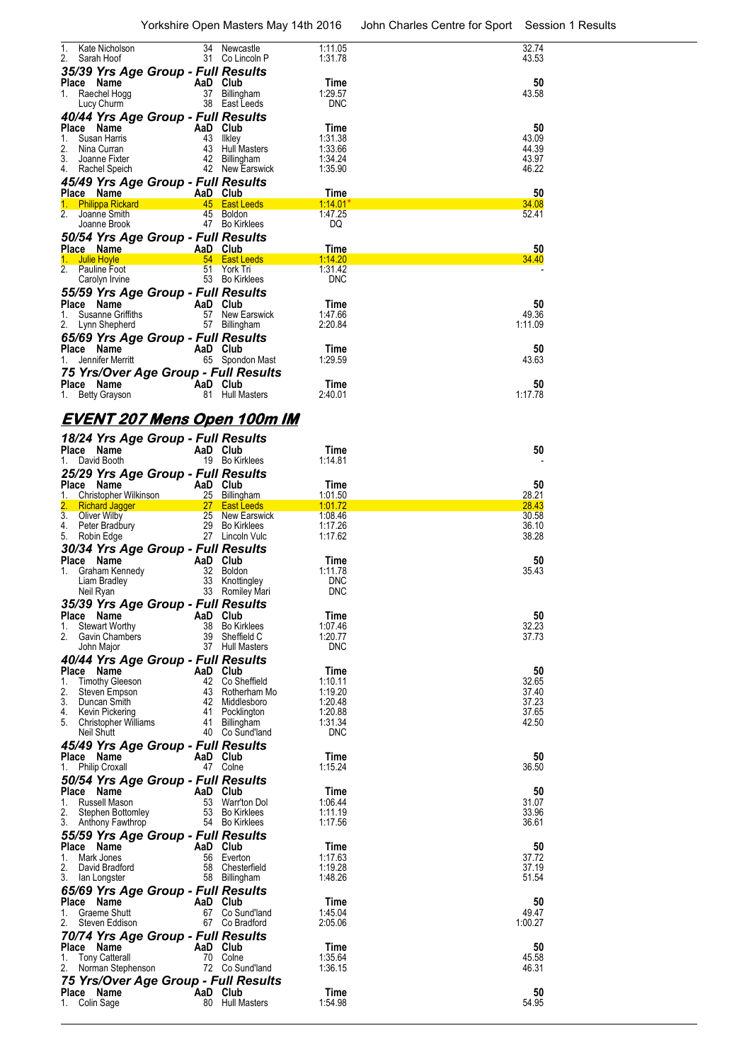| Place | Name | AaD | Club | Time | 50 |
|---|---|---|---|---|---|
| 1. | Kate Nicholson | 34 | Newcastle | 1:11.05 | 32.74 |
| 2. | Sarah Hoof | 31 | Co Lincoln P | 1:31.78 | 43.53 |

### 35/39 Yrs Age Group - Full Results

| Place | Name | AaD | Club | Time | 50 |
|---|---|---|---|---|---|
| 1. | Raechel Hogg | 37 | Billingham | 1:29.57 | 43.58 |
| | Lucy Churm | 38 | East Leeds | DNC | |

### 40/44 Yrs Age Group - Full Results

| Place | Name | AaD | Club | Time | 50 |
|---|---|---|---|---|---|
| 1. | Susan Harris | 43 | Ilkley | 1:31.38 | 43.09 |
| 2. | Nina Curran | 43 | Hull Masters | 1:33.66 | 44.39 |
| 3. | Joanne Fixter | 42 | Billingham | 1:34.24 | 43.97 |
| 4. | Rachel Speich | 42 | New Earswick | 1:35.90 | 46.22 |

### 45/49 Yrs Age Group - Full Results

| Place | Name | AaD | Club | Time | 50 |
|---|---|---|---|---|---|
| 1. | Philippa Rickard | 45 | East Leeds | 1:14.01* | 34.08 |
| 2. | Joanne Smith | 45 | Boldon | 1:47.25 | 52.41 |
| | Joanne Brook | 47 | Bo Kirklees | DQ | |

### 50/54 Yrs Age Group - Full Results

| Place | Name | AaD | Club | Time | 50 |
|---|---|---|---|---|---|
| 1. | Julie Hoyle | 54 | East Leeds | 1:14.20 | 34.40 |
| 2. | Pauline Foot | 51 | York Tri | 1:31.42 | - |
| | Carolyn Irvine | 53 | Bo Kirklees | DNC | |

### 55/59 Yrs Age Group - Full Results

| Place | Name | AaD | Club | Time | 50 |
|---|---|---|---|---|---|
| 1. | Susanne Griffiths | 57 | New Earswick | 1:47.66 | 49.36 |
| 2. | Lynn Shepherd | 57 | Billingham | 2:20.84 | 1:11.09 |

### 65/69 Yrs Age Group - Full Results

| Place | Name | AaD | Club | Time | 50 |
|---|---|---|---|---|---|
| 1. | Jennifer Merritt | 65 | Spondon Mast | 1:29.59 | 43.63 |

### 75 Yrs/Over Age Group - Full Results

| Place | Name | AaD | Club | Time | 50 |
|---|---|---|---|---|---|
| 1. | Betty Grayson | 81 | Hull Masters | 2:40.01 | 1:17.78 |

## EVENT 207 Mens Open 100m IM

### 18/24 Yrs Age Group - Full Results

| Place | Name | AaD | Club | Time | 50 |
|---|---|---|---|---|---|
| 1. | David Booth | 19 | Bo Kirklees | 1:14.81 | - |

### 25/29 Yrs Age Group - Full Results

| Place | Name | AaD | Club | Time | 50 |
|---|---|---|---|---|---|
| 1. | Christopher Wilkinson | 25 | Billingham | 1:01.50 | 28.21 |
| 2. | Richard Jagger | 27 | East Leeds | 1:01.72 | 28.43 |
| 3. | Oliver Wilby | 25 | New Earswick | 1:08.46 | 30.58 |
| 4. | Peter Bradbury | 29 | Bo Kirklees | 1:17.26 | 36.10 |
| 5. | Robin Edge | 27 | Lincoln Vulc | 1:17.62 | 38.28 |

### 30/34 Yrs Age Group - Full Results

| Place | Name | AaD | Club | Time | 50 |
|---|---|---|---|---|---|
| 1. | Graham Kennedy | 32 | Boldon | 1:11.78 | 35.43 |
| | Liam Bradley | 33 | Knottingley | DNC | |
| | Neil Ryan | 33 | Romiley Mari | DNC | |

### 35/39 Yrs Age Group - Full Results

| Place | Name | AaD | Club | Time | 50 |
|---|---|---|---|---|---|
| 1. | Stewart Worthy | 38 | Bo Kirklees | 1:07.46 | 32.23 |
| 2. | Gavin Chambers | 39 | Sheffield C | 1:20.77 | 37.73 |
| | John Major | 37 | Hull Masters | DNC | |

### 40/44 Yrs Age Group - Full Results

| Place | Name | AaD | Club | Time | 50 |
|---|---|---|---|---|---|
| 1. | Timothy Gleeson | 42 | Co Sheffield | 1:10.11 | 32.65 |
| 2. | Steven Empson | 43 | Rotherham Mo | 1:19.20 | 37.40 |
| 3. | Duncan Smith | 42 | Middlesboro | 1:20.48 | 37.23 |
| 4. | Kevin Pickering | 41 | Pocklington | 1:20.88 | 37.65 |
| 5. | Christopher Williams | 41 | Billingham | 1:31.34 | 42.50 |
| | Neil Shutt | 40 | Co Sund'land | DNC | |

### 45/49 Yrs Age Group - Full Results

| Place | Name | AaD | Club | Time | 50 |
|---|---|---|---|---|---|
| 1. | Philip Croxall | 47 | Colne | 1:15.24 | 36.50 |

### 50/54 Yrs Age Group - Full Results

| Place | Name | AaD | Club | Time | 50 |
|---|---|---|---|---|---|
| 1. | Russell Mason | 53 | Warr'ton Dol | 1:06.44 | 31.07 |
| 2. | Stephen Bottomley | 53 | Bo Kirklees | 1:11.19 | 33.96 |
| 3. | Anthony Fawthrop | 54 | Bo Kirklees | 1:17.56 | 36.61 |

### 55/59 Yrs Age Group - Full Results

| Place | Name | AaD | Club | Time | 50 |
|---|---|---|---|---|---|
| 1. | Mark Jones | 56 | Everton | 1:17.63 | 37.72 |
| 2. | David Bradford | 58 | Chesterfield | 1:19.28 | 37.19 |
| 3. | Ian Longster | 58 | Billingham | 1:48.26 | 51.54 |

### 65/69 Yrs Age Group - Full Results

| Place | Name | AaD | Club | Time | 50 |
|---|---|---|---|---|---|
| 1. | Graeme Shutt | 67 | Co Sund'land | 1:45.04 | 49.47 |
| 2. | Steven Eddison | 67 | Co Bradford | 2:05.06 | 1:00.27 |

### 70/74 Yrs Age Group - Full Results

| Place | Name | AaD | Club | Time | 50 |
|---|---|---|---|---|---|
| 1. | Tony Catterall | 70 | Colne | 1:35.64 | 45.58 |
| 2. | Norman Stephenson | 72 | Co Sund'land | 1:36.15 | 46.31 |

### 75 Yrs/Over Age Group - Full Results

| Place | Name | AaD | Club | Time | 50 |
|---|---|---|---|---|---|
| 1. | Colin Sage | 80 | Hull Masters | 1:54.98 | 54.95 |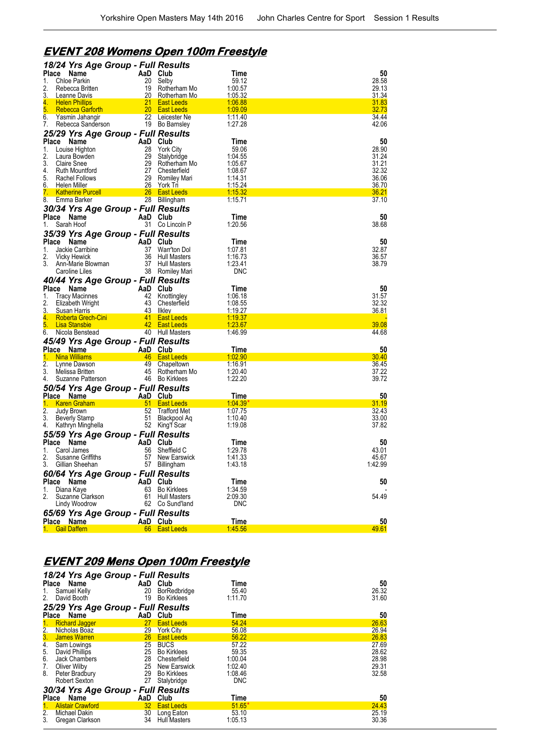## EVENT 208 Womens Open 100m Freestyle

### 18/24 Yrs Age Group - Full Results

| Place | Name | AaD | Club | Time | 50 |
|---|---|---|---|---|---|
| 1. | Chloe Parkin | 20 | Selby | 59.12 | 28.58 |
| 2. | Rebecca Britten | 19 | Rotherham Mo | 1:00.57 | 29.13 |
| 3. | Leanne Davis | 20 | Rotherham Mo | 1:05.32 | 31.34 |
| 4. | Helen Phillips | 21 | East Leeds | 1:06.88 | 31.83 |
| 5. | Rebecca Garforth | 20 | East Leeds | 1:09.09 | 32.73 |
| 6. | Yasmin Jahangir | 22 | Leicester Ne | 1:11.40 | 34.44 |
| 7. | Rebecca Sanderson | 19 | Bo Barnsley | 1:27.28 | 42.06 |

### 25/29 Yrs Age Group - Full Results

| Place | Name | AaD | Club | Time | 50 |
|---|---|---|---|---|---|
| 1. | Louise Highton | 28 | York City | 59.06 | 28.90 |
| 2. | Laura Bowden | 29 | Stalybridge | 1:04.55 | 31.24 |
| 3. | Claire Snee | 29 | Rotherham Mo | 1:05.67 | 31.21 |
| 4. | Ruth Mountford | 27 | Chesterfield | 1:08.67 | 32.32 |
| 5. | Rachel Follows | 29 | Romiley Mari | 1:14.31 | 36.06 |
| 6. | Helen Miller | 26 | York Tri | 1:15.24 | 36.70 |
| 7. | Katherine Purcell | 26 | East Leeds | 1:15.32 | 36.21 |
| 8. | Emma Barker | 28 | Billingham | 1:15.71 | 37.10 |

### 30/34 Yrs Age Group - Full Results

| Place | Name | AaD | Club | Time | 50 |
|---|---|---|---|---|---|
| 1. | Sarah Hoof | 31 | Co Lincoln P | 1:20.56 | 38.68 |

### 35/39 Yrs Age Group - Full Results

| Place | Name | AaD | Club | Time | 50 |
|---|---|---|---|---|---|
| 1. | Jackie Carribine | 37 | Warr'ton Dol | 1:07.81 | 32.87 |
| 2. | Vicky Hewick | 36 | Hull Masters | 1:16.73 | 36.57 |
| 3. | Ann-Marie Blowman | 37 | Hull Masters | 1:23.41 | 38.79 |
| | Caroline Liles | 38 | Romiley Mari | DNC | |

### 40/44 Yrs Age Group - Full Results

| Place | Name | AaD | Club | Time | 50 |
|---|---|---|---|---|---|
| 1. | Tracy Macinnes | 42 | Knottingley | 1:06.18 | 31.57 |
| 2. | Elizabeth Wright | 43 | Chesterfield | 1:08.55 | 32.32 |
| 3. | Susan Harris | 43 | Ilkley | 1:19.27 | 36.81 |
| 4. | Roberta Grech-Cini | 41 | East Leeds | 1:19.37 | - |
| 5. | Lisa Stansbie | 42 | East Leeds | 1:23.67 | 39.08 |
| 6. | Nicola Benstead | 40 | Hull Masters | 1:46.99 | 44.68 |

### 45/49 Yrs Age Group - Full Results

| Place | Name | AaD | Club | Time | 50 |
|---|---|---|---|---|---|
| 1. | Nina Williams | 46 | East Leeds | 1:02.90 | 30.40 |
| 2. | Lynne Dawson | 49 | Chapeltown | 1:16.91 | 36.45 |
| 3. | Melissa Britten | 45 | Rotherham Mo | 1:20.40 | 37.22 |
| 4. | Suzanne Patterson | 46 | Bo Kirklees | 1:22.20 | 39.72 |

### 50/54 Yrs Age Group - Full Results

| Place | Name | AaD | Club | Time | 50 |
|---|---|---|---|---|---|
| 1. | Karen Graham | 51 | East Leeds | 1:04.39* | 31.19 |
| 2. | Judy Brown | 52 | Trafford Met | 1:07.75 | 32.43 |
| 3. | Beverly Stamp | 51 | Blackpool Aq | 1:10.40 | 33.00 |
| 4. | Kathryn Minghella | 52 | King'f Scar | 1:19.08 | 37.82 |

### 55/59 Yrs Age Group - Full Results

| Place | Name | AaD | Club | Time | 50 |
|---|---|---|---|---|---|
| 1. | Carol James | 56 | Sheffield C | 1:29.78 | 43.01 |
| 2. | Susanne Griffiths | 57 | New Earswick | 1:41.33 | 45.67 |
| 3. | Gillian Sheehan | 57 | Billingham | 1:43.18 | 1:42.99 |

### 60/64 Yrs Age Group - Full Results

| Place | Name | AaD | Club | Time | 50 |
|---|---|---|---|---|---|
| 1. | Diana Kaye | 63 | Bo Kirklees | 1:34.59 | - |
| 2. | Suzanne Clarkson | 61 | Hull Masters | 2:09.30 | 54.49 |
| | Lindy Woodrow | 62 | Co Sund'land | DNC | |

### 65/69 Yrs Age Group - Full Results

| Place | Name | AaD | Club | Time | 50 |
|---|---|---|---|---|---|
| 1. | Gail Daffern | 66 | East Leeds | 1:45.56 | 49.61 |

## EVENT 209 Mens Open 100m Freestyle

### 18/24 Yrs Age Group - Full Results

| Place | Name | AaD | Club | Time | 50 |
|---|---|---|---|---|---|
| 1. | Samuel Kelly | 20 | BorRedbridge | 55.40 | 26.32 |
| 2. | David Booth | 19 | Bo Kirklees | 1:11.70 | 31.60 |

### 25/29 Yrs Age Group - Full Results

| Place | Name | AaD | Club | Time | 50 |
|---|---|---|---|---|---|
| 1. | Richard Jagger | 27 | East Leeds | 54.24 | 26.63 |
| 2. | Nicholas Boaz | 29 | York City | 56.08 | 26.94 |
| 3. | James Warren | 26 | East Leeds | 56.22 | 26.83 |
| 4. | Sam Lowings | 25 | BUCS | 57.22 | 27.69 |
| 5. | David Phillips | 25 | Bo Kirklees | 59.35 | 28.62 |
| 6. | Jack Chambers | 28 | Chesterfield | 1:00.04 | 28.98 |
| 7. | Oliver Wilby | 25 | New Earswick | 1:02.40 | 29.31 |
| 8. | Peter Bradbury | 29 | Bo Kirklees | 1:08.46 | 32.58 |
| | Robert Sexton | 27 | Stalybridge | DNC | |

### 30/34 Yrs Age Group - Full Results

| Place | Name | AaD | Club | Time | 50 |
|---|---|---|---|---|---|
| 1. | Alistair Crawford | 32 | East Leeds | 51.65* | 24.43 |
| 2. | Michael Dakin | 30 | Long Eaton | 53.10 | 25.19 |
| 3. | Gregan Clarkson | 34 | Hull Masters | 1:05.13 | 30.36 |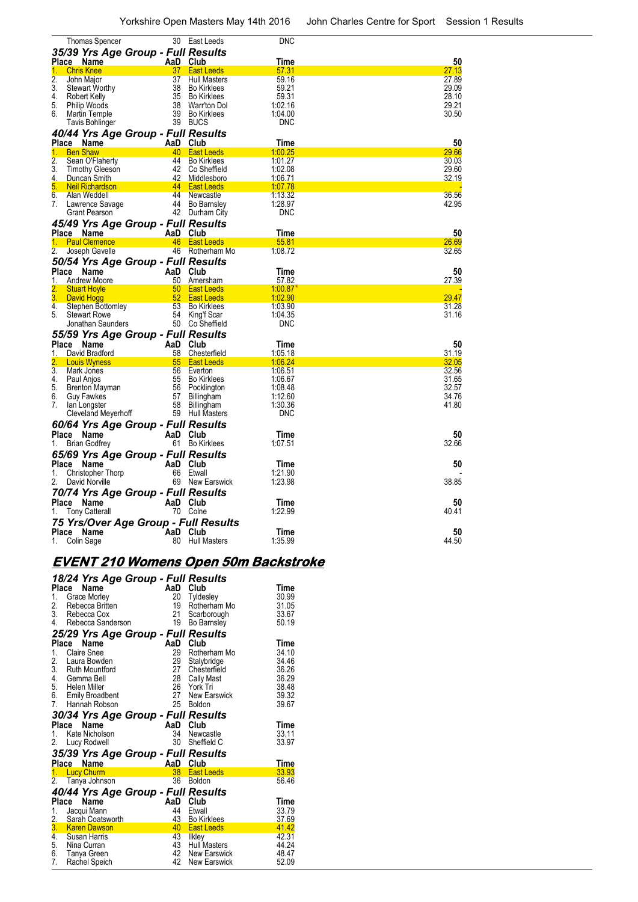| Place | Name | AaD | Club | Time | 50 |
|---|---|---|---|---|---|
| | Thomas Spencer | 30 | East Leeds | DNC | |

### 35/39 Yrs Age Group - Full Results

| Place | Name | AaD | Club | Time | 50 |
|---|---|---|---|---|---|
| 1. | Chris Knee | 37 | East Leeds | 57.31 | 27.13 |
| 2. | John Major | 37 | Hull Masters | 59.16 | 27.89 |
| 3. | Stewart Worthy | 38 | Bo Kirklees | 59.21 | 29.09 |
| 4. | Robert Kelly | 35 | Bo Kirklees | 59.31 | 28.10 |
| 5. | Philip Woods | 38 | Warr'ton Dol | 1:02.16 | 29.21 |
| 6. | Martin Temple | 39 | Bo Kirklees | 1:04.00 | 30.50 |
| | Tavis Bohlinger | 39 | BUCS | DNC | |

### 40/44 Yrs Age Group - Full Results

| Place | Name | AaD | Club | Time | 50 |
|---|---|---|---|---|---|
| 1. | Ben Shaw | 40 | East Leeds | 1:00.25 | 29.66 |
| 2. | Sean O'Flaherty | 44 | Bo Kirklees | 1:01.27 | 30.03 |
| 3. | Timothy Gleeson | 42 | Co Sheffield | 1:02.08 | 29.60 |
| 4. | Duncan Smith | 42 | Middlesboro | 1:06.71 | 32.19 |
| 5. | Neil Richardson | 44 | East Leeds | 1:07.78 | - |
| 6. | Alan Weddell | 44 | Newcastle | 1:13.32 | 36.56 |
| 7. | Lawrence Savage | 44 | Bo Barnsley | 1:28.97 | 42.95 |
| | Grant Pearson | 42 | Durham City | DNC | |

### 45/49 Yrs Age Group - Full Results

| Place | Name | AaD | Club | Time | 50 |
|---|---|---|---|---|---|
| 1. | Paul Clemence | 46 | East Leeds | 55.81 | 26.69 |
| 2. | Joseph Gavelle | 46 | Rotherham Mo | 1:08.72 | 32.65 |

### 50/54 Yrs Age Group - Full Results

| Place | Name | AaD | Club | Time | 50 |
|---|---|---|---|---|---|
| 1. | Andrew Moore | 50 | Amersham | 57.82 | 27.39 |
| 2. | Stuart Hoyle | 50 | East Leeds | 1:00.87* | - |
| 3. | David Hogg | 52 | East Leeds | 1:02.90 | 29.47 |
| 4. | Stephen Bottomley | 53 | Bo Kirklees | 1:03.90 | 31.28 |
| 5. | Stewart Rowe | 54 | King'f Scar | 1:04.35 | 31.16 |
| | Jonathan Saunders | 50 | Co Sheffield | DNC | |

### 55/59 Yrs Age Group - Full Results

| Place | Name | AaD | Club | Time | 50 |
|---|---|---|---|---|---|
| 1. | David Bradford | 58 | Chesterfield | 1:05.18 | 31.19 |
| 2. | Louis Wyness | 55 | East Leeds | 1:06.24 | 32.05 |
| 3. | Mark Jones | 56 | Everton | 1:06.51 | 32.56 |
| 4. | Paul Anjos | 55 | Bo Kirklees | 1:06.67 | 31.65 |
| 5. | Brenton Mayman | 56 | Pocklington | 1:08.48 | 32.57 |
| 6. | Guy Fawkes | 57 | Billingham | 1:12.60 | 34.76 |
| 7. | Ian Longster | 58 | Billingham | 1:30.36 | 41.80 |
| | Cleveland Meyerhoff | 59 | Hull Masters | DNC | |

### 60/64 Yrs Age Group - Full Results

| Place | Name | AaD | Club | Time | 50 |
|---|---|---|---|---|---|
| 1. | Brian Godfrey | 61 | Bo Kirklees | 1:07.51 | 32.66 |

### 65/69 Yrs Age Group - Full Results

| Place | Name | AaD | Club | Time | 50 |
|---|---|---|---|---|---|
| 1. | Christopher Thorp | 66 | Etwall | 1:21.90 | - |
| 2. | David Norville | 69 | New Earswick | 1:23.98 | 38.85 |

### 70/74 Yrs Age Group - Full Results

| Place | Name | AaD | Club | Time | 50 |
|---|---|---|---|---|---|
| 1. | Tony Catterall | 70 | Colne | 1:22.99 | 40.41 |

### 75 Yrs/Over Age Group - Full Results

| Place | Name | AaD | Club | Time | 50 |
|---|---|---|---|---|---|
| 1. | Colin Sage | 80 | Hull Masters | 1:35.99 | 44.50 |

## EVENT 210 Womens Open 50m Backstroke

### 18/24 Yrs Age Group - Full Results

| Place | Name | AaD | Club | Time |
|---|---|---|---|---|
| 1. | Grace Morley | 20 | Tyldesley | 30.99 |
| 2. | Rebecca Britten | 19 | Rotherham Mo | 31.05 |
| 3. | Rebecca Cox | 21 | Scarborough | 33.67 |
| 4. | Rebecca Sanderson | 19 | Bo Barnsley | 50.19 |

### 25/29 Yrs Age Group - Full Results

| Place | Name | AaD | Club | Time |
|---|---|---|---|---|
| 1. | Claire Snee | 29 | Rotherham Mo | 34.10 |
| 2. | Laura Bowden | 29 | Stalybridge | 34.46 |
| 3. | Ruth Mountford | 27 | Chesterfield | 36.26 |
| 4. | Gemma Bell | 28 | Cally Mast | 36.29 |
| 5. | Helen Miller | 26 | York Tri | 38.48 |
| 6. | Emily Broadbent | 27 | New Earswick | 39.32 |
| 7. | Hannah Robson | 25 | Boldon | 39.67 |

### 30/34 Yrs Age Group - Full Results

| Place | Name | AaD | Club | Time |
|---|---|---|---|---|
| 1. | Kate Nicholson | 34 | Newcastle | 33.11 |
| 2. | Lucy Rodwell | 30 | Sheffield C | 33.97 |

### 35/39 Yrs Age Group - Full Results

| Place | Name | AaD | Club | Time |
|---|---|---|---|---|
| 1. | Lucy Churm | 38 | East Leeds | 33.93 |
| 2. | Tanya Johnson | 36 | Boldon | 56.46 |

### 40/44 Yrs Age Group - Full Results

| Place | Name | AaD | Club | Time |
|---|---|---|---|---|
| 1. | Jacqui Mann | 44 | Etwall | 33.79 |
| 2. | Sarah Coatsworth | 43 | Bo Kirklees | 37.69 |
| 3. | Karen Dawson | 40 | East Leeds | 41.42 |
| 4. | Susan Harris | 43 | Ilkley | 42.31 |
| 5. | Nina Curran | 43 | Hull Masters | 44.24 |
| 6. | Tanya Green | 42 | New Earswick | 48.47 |
| 7. | Rachel Speich | 42 | New Earswick | 52.09 |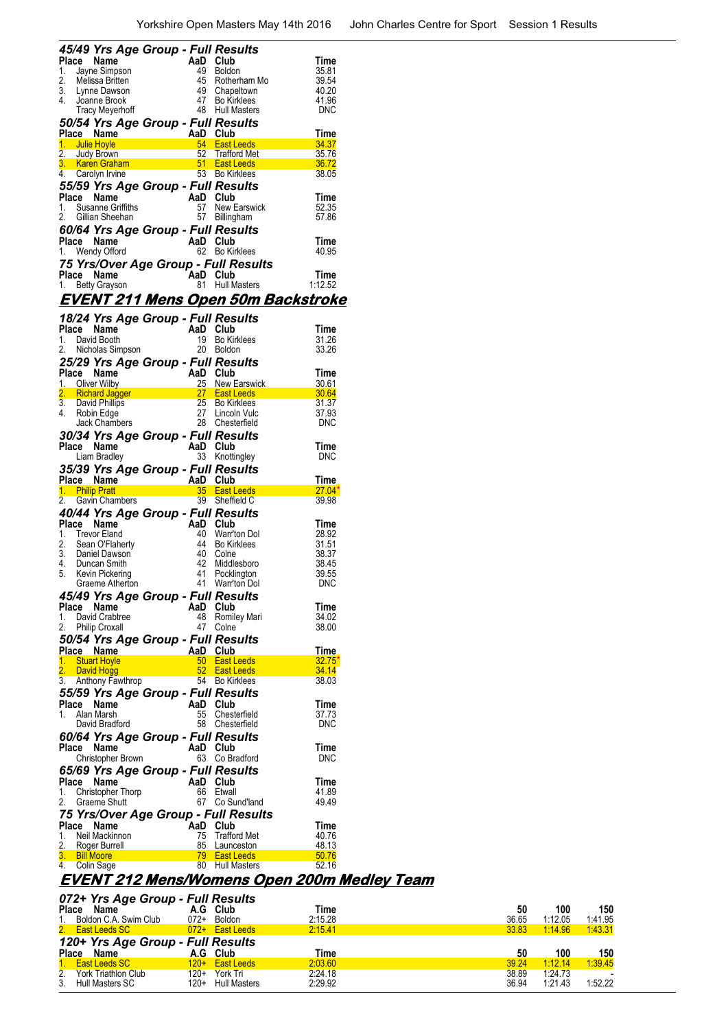### 45/49 Yrs Age Group - Full Results

| Place | Name | AaD | Club | Time |
|---|---|---|---|---|
| 1. | Jayne Simpson | 49 | Boldon | 35.81 |
| 2. | Melissa Britten | 45 | Rotherham Mo | 39.54 |
| 3. | Lynne Dawson | 49 | Chapeltown | 40.20 |
| 4. | Joanne Brook | 47 | Bo Kirklees | 41.96 |
| | Tracy Meyerhoff | 48 | Hull Masters | DNC |

### 50/54 Yrs Age Group - Full Results

| Place | Name | AaD | Club | Time |
|---|---|---|---|---|
| 1. | Julie Hoyle | 54 | East Leeds | 34.37 |
| 2. | Judy Brown | 52 | Trafford Met | 35.76 |
| 3. | Karen Graham | 51 | East Leeds | 36.72 |
| 4. | Carolyn Irvine | 53 | Bo Kirklees | 38.05 |

### 55/59 Yrs Age Group - Full Results

| Place | Name | AaD | Club | Time |
|---|---|---|---|---|
| 1. | Susanne Griffiths | 57 | New Earswick | 52.35 |
| 2. | Gillian Sheehan | 57 | Billingham | 57.86 |

### 60/64 Yrs Age Group - Full Results

| Place | Name | AaD | Club | Time |
|---|---|---|---|---|
| 1. | Wendy Offord | 62 | Bo Kirklees | 40.95 |

### 75 Yrs/Over Age Group - Full Results

| Place | Name | AaD | Club | Time |
|---|---|---|---|---|
| 1. | Betty Grayson | 81 | Hull Masters | 1:12.52 |

## EVENT 211 Mens Open 50m Backstroke

### 18/24 Yrs Age Group - Full Results

| Place | Name | AaD | Club | Time |
|---|---|---|---|---|
| 1. | David Booth | 19 | Bo Kirklees | 31.26 |
| 2. | Nicholas Simpson | 20 | Boldon | 33.26 |

### 25/29 Yrs Age Group - Full Results

| Place | Name | AaD | Club | Time |
|---|---|---|---|---|
| 1. | Oliver Wilby | 25 | New Earswick | 30.61 |
| 2. | Richard Jagger | 27 | East Leeds | 30.64 |
| 3. | David Phillips | 25 | Bo Kirklees | 31.37 |
| 4. | Robin Edge | 27 | Lincoln Vulc | 37.93 |
| | Jack Chambers | 28 | Chesterfield | DNC |

### 30/34 Yrs Age Group - Full Results

| Place | Name | AaD | Club | Time |
|---|---|---|---|---|
| | Liam Bradley | 33 | Knottingley | DNC |

### 35/39 Yrs Age Group - Full Results

| Place | Name | AaD | Club | Time |
|---|---|---|---|---|
| 1. | Philip Pratt | 35 | East Leeds | 27.04* |
| 2. | Gavin Chambers | 39 | Sheffield C | 39.98 |

### 40/44 Yrs Age Group - Full Results

| Place | Name | AaD | Club | Time |
|---|---|---|---|---|
| 1. | Trevor Eland | 40 | Warr'ton Dol | 28.92 |
| 2. | Sean O'Flaherty | 44 | Bo Kirklees | 31.51 |
| 3. | Daniel Dawson | 40 | Colne | 38.37 |
| 4. | Duncan Smith | 42 | Middlesboro | 38.45 |
| 5. | Kevin Pickering | 41 | Pocklington | 39.55 |
| | Graeme Atherton | 41 | Warr'ton Dol | DNC |

### 45/49 Yrs Age Group - Full Results

| Place | Name | AaD | Club | Time |
|---|---|---|---|---|
| 1. | David Crabtree | 48 | Romiley Mari | 34.02 |
| 2. | Philip Croxall | 47 | Colne | 38.00 |

### 50/54 Yrs Age Group - Full Results

| Place | Name | AaD | Club | Time |
|---|---|---|---|---|
| 1. | Stuart Hoyle | 50 | East Leeds | 32.75* |
| 2. | David Hogg | 52 | East Leeds | 34.14 |
| 3. | Anthony Fawthrop | 54 | Bo Kirklees | 38.03 |

### 55/59 Yrs Age Group - Full Results

| Place | Name | AaD | Club | Time |
|---|---|---|---|---|
| 1. | Alan Marsh | 55 | Chesterfield | 37.73 |
| | David Bradford | 58 | Chesterfield | DNC |

### 60/64 Yrs Age Group - Full Results

| Place | Name | AaD | Club | Time |
|---|---|---|---|---|
| | Christopher Brown | 63 | Co Bradford | DNC |

### 65/69 Yrs Age Group - Full Results

| Place | Name | AaD | Club | Time |
|---|---|---|---|---|
| 1. | Christopher Thorp | 66 | Etwall | 41.89 |
| 2. | Graeme Shutt | 67 | Co Sund'land | 49.49 |

### 75 Yrs/Over Age Group - Full Results

| Place | Name | AaD | Club | Time |
|---|---|---|---|---|
| 1. | Neil Mackinnon | 75 | Trafford Met | 40.76 |
| 2. | Roger Burrell | 85 | Launceston | 48.13 |
| 3. | Bill Moore | 79 | East Leeds | 50.76 |
| 4. | Colin Sage | 80 | Hull Masters | 52.16 |

## EVENT 212 Mens/Womens Open 200m Medley Team

### 072+ Yrs Age Group - Full Results

| Place | Name | A.G | Club | Time | 50 | 100 | 150 |
|---|---|---|---|---|---|---|---|
| 1. | Boldon C.A. Swim Club | 072+ | Boldon | 2:15.28 | 36.65 | 1:12.05 | 1:41.95 |
| 2. | East Leeds SC | 072+ | East Leeds | 2:15.41 | 33.83 | 1:14.96 | 1:43.31 |

### 120+ Yrs Age Group - Full Results

| Place | Name | A.G | Club | Time | 50 | 100 | 150 |
|---|---|---|---|---|---|---|---|
| 1. | East Leeds SC | 120+ | East Leeds | 2:03.60 | 39.24 | 1:12.14 | 1:39.45 |
| 2. | York Triathlon Club | 120+ | York Tri | 2:24.18 | 38.89 | 1:24.73 | - |
| 3. | Hull Masters SC | 120+ | Hull Masters | 2:29.92 | 36.94 | 1:21.43 | 1:52.22 |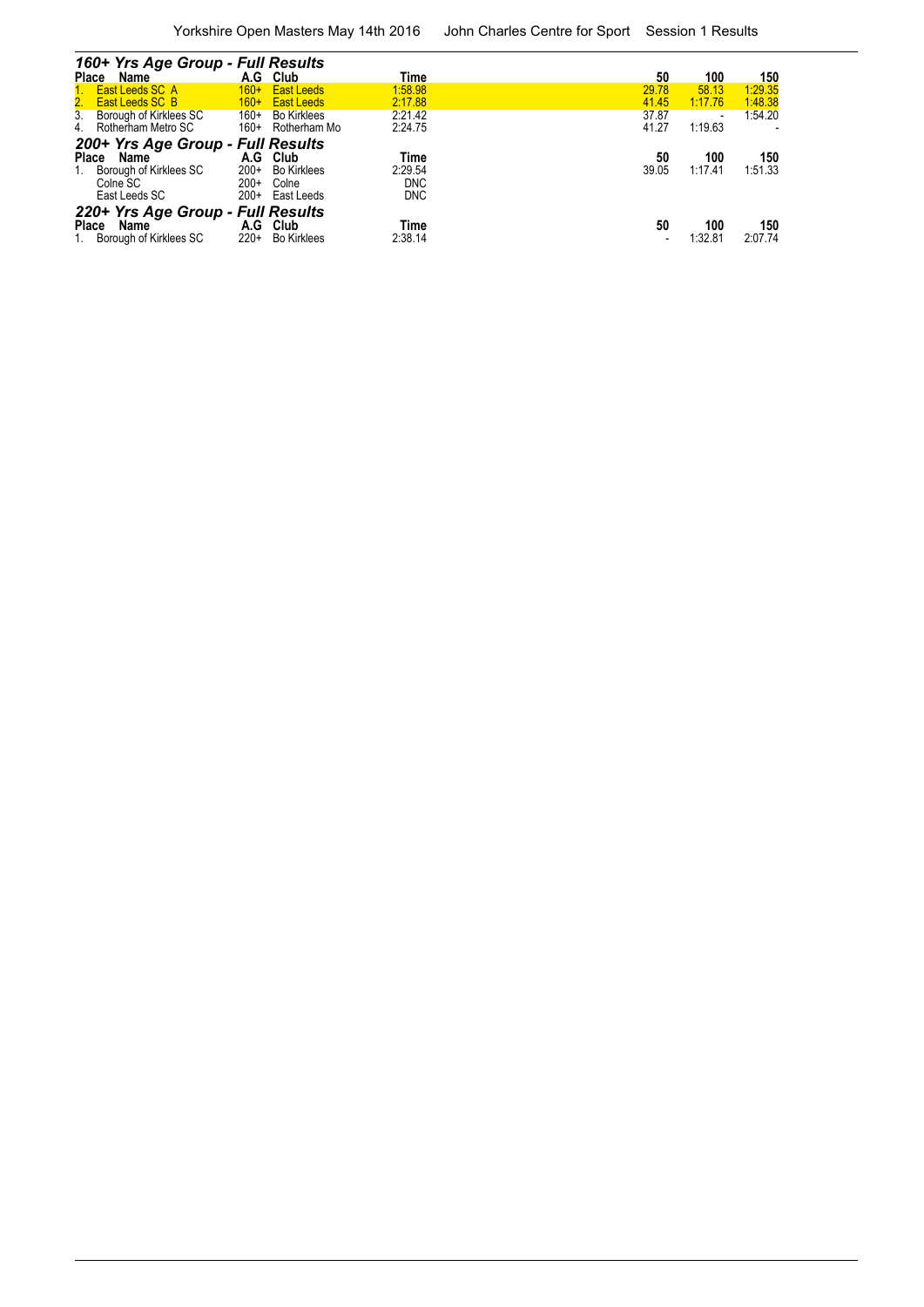### 160+ Yrs Age Group - Full Results

| Place | Name | A.G | Club | Time | 50 | 100 | 150 |
|---|---|---|---|---|---|---|---|
| 1. | East Leeds SC A | 160+ | East Leeds | 1:58.98 | 29.78 | 58.13 | 1:29.35 |
| 2. | East Leeds SC B | 160+ | East Leeds | 2:17.88 | 41.45 | 1:17.76 | 1:48.38 |
| 3. | Borough of Kirklees SC | 160+ | Bo Kirklees | 2:21.42 | 37.87 | - | 1:54.20 |
| 4. | Rotherham Metro SC | 160+ | Rotherham Mo | 2:24.75 | 41.27 | 1:19.63 | - |

### 200+ Yrs Age Group - Full Results

| Place | Name | A.G | Club | Time | 50 | 100 | 150 |
|---|---|---|---|---|---|---|---|
| 1. | Borough of Kirklees SC | 200+ | Bo Kirklees | 2:29.54 | 39.05 | 1:17.41 | 1:51.33 |
| | Colne SC | 200+ | Colne | DNC | | | |
| | East Leeds SC | 200+ | East Leeds | DNC | | | |

### 220+ Yrs Age Group - Full Results

| Place | Name | A.G | Club | Time | 50 | 100 | 150 |
|---|---|---|---|---|---|---|---|
| 1. | Borough of Kirklees SC | 220+ | Bo Kirklees | 2:38.14 | - | 1:32.81 | 2:07.74 |